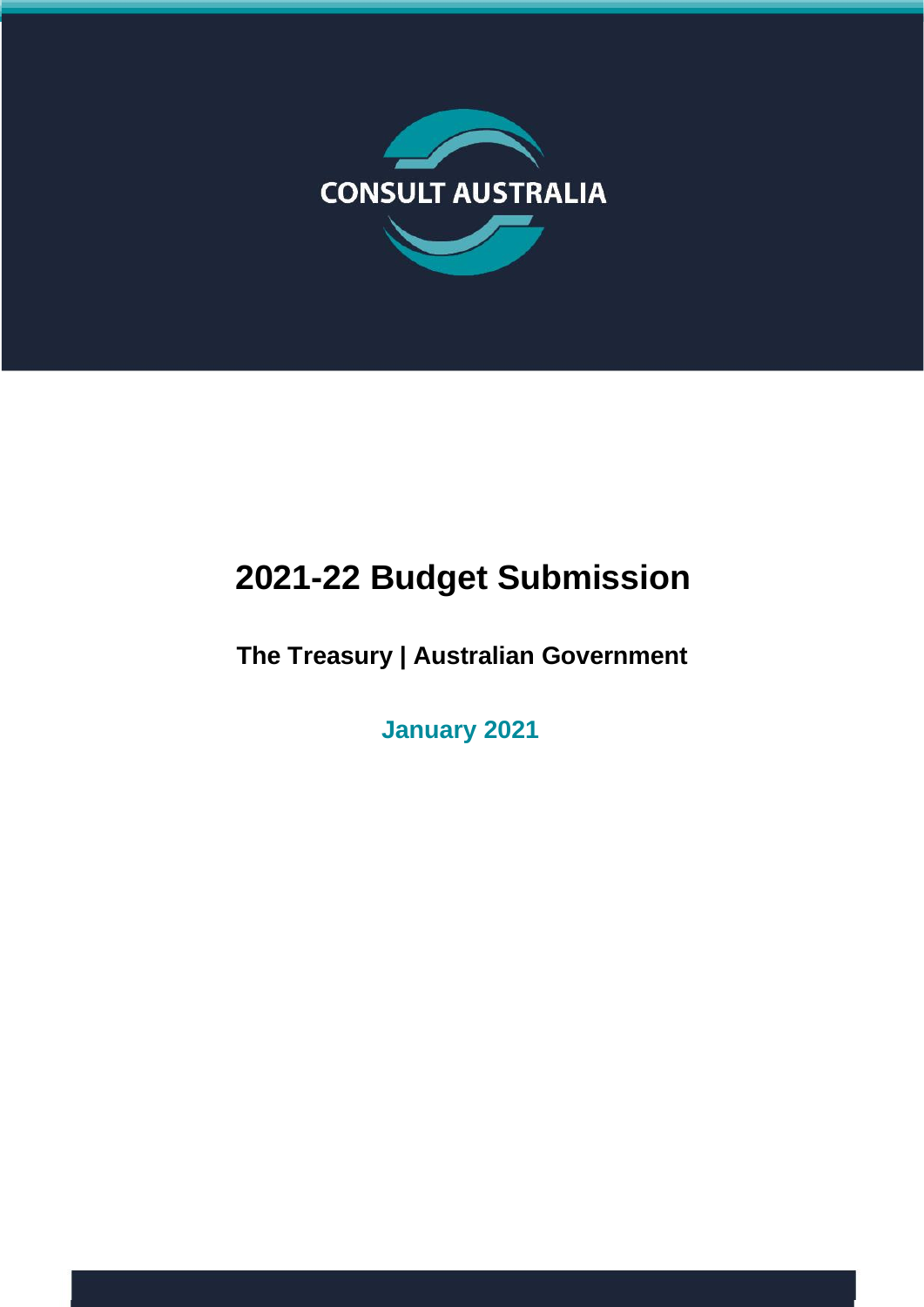CONSULT AUSTRALIA

# 2021-22 Budget Submission

**The Treasury | Australian Government**

**January 2021**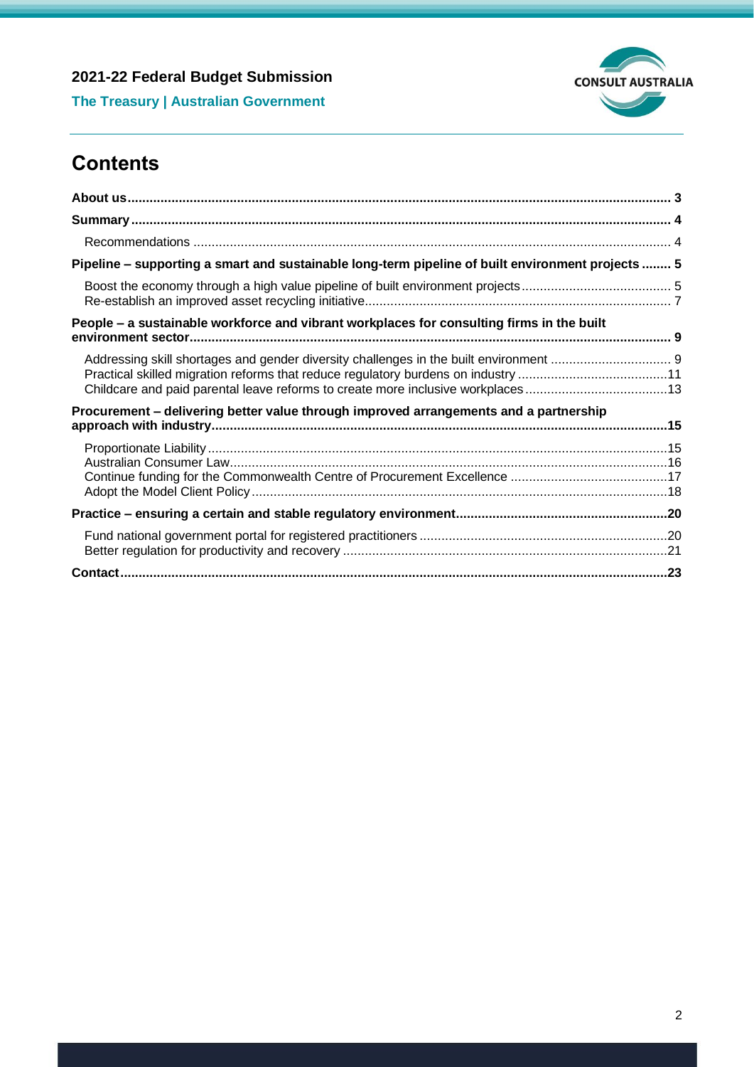## Contents

| | |
|---|---|
| **About us** | **3** |
| **Summary** | **4** |
| Recommendations | 4 |
| **Pipeline – supporting a smart and sustainable long-term pipeline of built environment projects** | **5** |
| Boost the economy through a high value pipeline of built environment projects | 5 |
| Re-establish an improved asset recycling initiative | 7 |
| **People – a sustainable workforce and vibrant workplaces for consulting firms in the built environment sector** | **9** |
| Addressing skill shortages and gender diversity challenges in the built environment | 9 |
| Practical skilled migration reforms that reduce regulatory burdens on industry | 11 |
| Childcare and paid parental leave reforms to create more inclusive workplaces | 13 |
| **Procurement – delivering better value through improved arrangements and a partnership approach with industry** | **15** |
| Proportionate Liability | 15 |
| Australian Consumer Law | 16 |
| Continue funding for the Commonwealth Centre of Procurement Excellence | 17 |
| Adopt the Model Client Policy | 18 |
| **Practice – ensuring a certain and stable regulatory environment** | **20** |
| Fund national government portal for registered practitioners | 20 |
| Better regulation for productivity and recovery | 21 |
| **Contact** | **23** |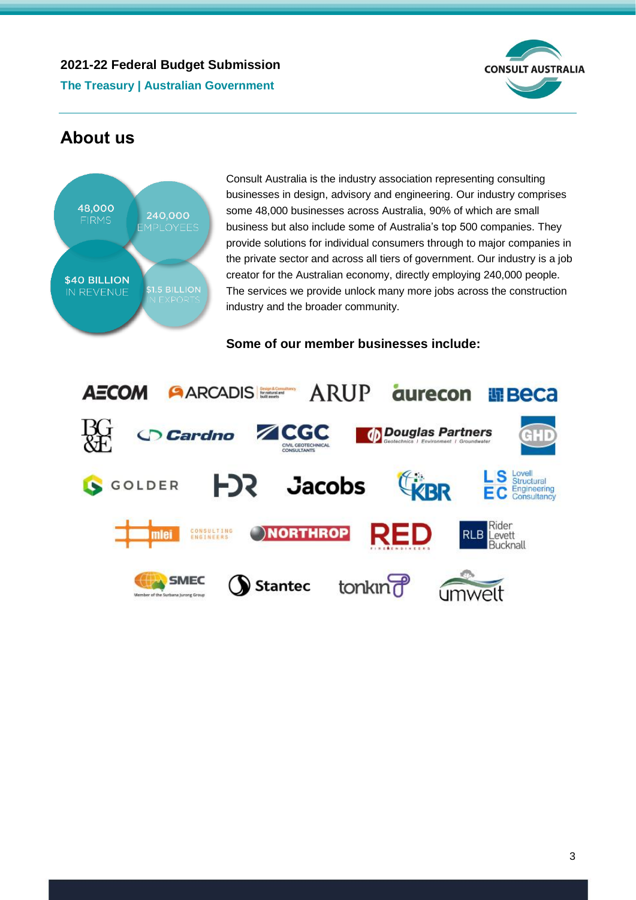## About us

48,000 FIRMS

240,000 EMPLOYEES

$40 BILLION IN REVENUE

$1.5 BILLION IN EXPORTS

Consult Australia is the industry association representing consulting businesses in design, advisory and engineering. Our industry comprises some 48,000 businesses across Australia, 90% of which are small business but also include some of Australia's top 500 companies. They provide solutions for individual consumers through to major companies in the private sector and across all tiers of government. Our industry is a job creator for the Australian economy, directly employing 240,000 people. The services we provide unlock many more jobs across the construction industry and the broader community.

**Some of our member businesses include:**

AECOM, ARCADIS, ARUP, aurecon, Beca, BG&E, Cardno, CGC Civil Geotechnical Consultants, Douglas Partners, GHD, GOLDER, HDR, Jacobs, KBR, Lovell Structural Engineering Consultancy, mlei Consulting Engineers, NORTHROP, RED Fire Engineers, Rider Levett Bucknall, SMEC, Stantec, tonkin, umwelt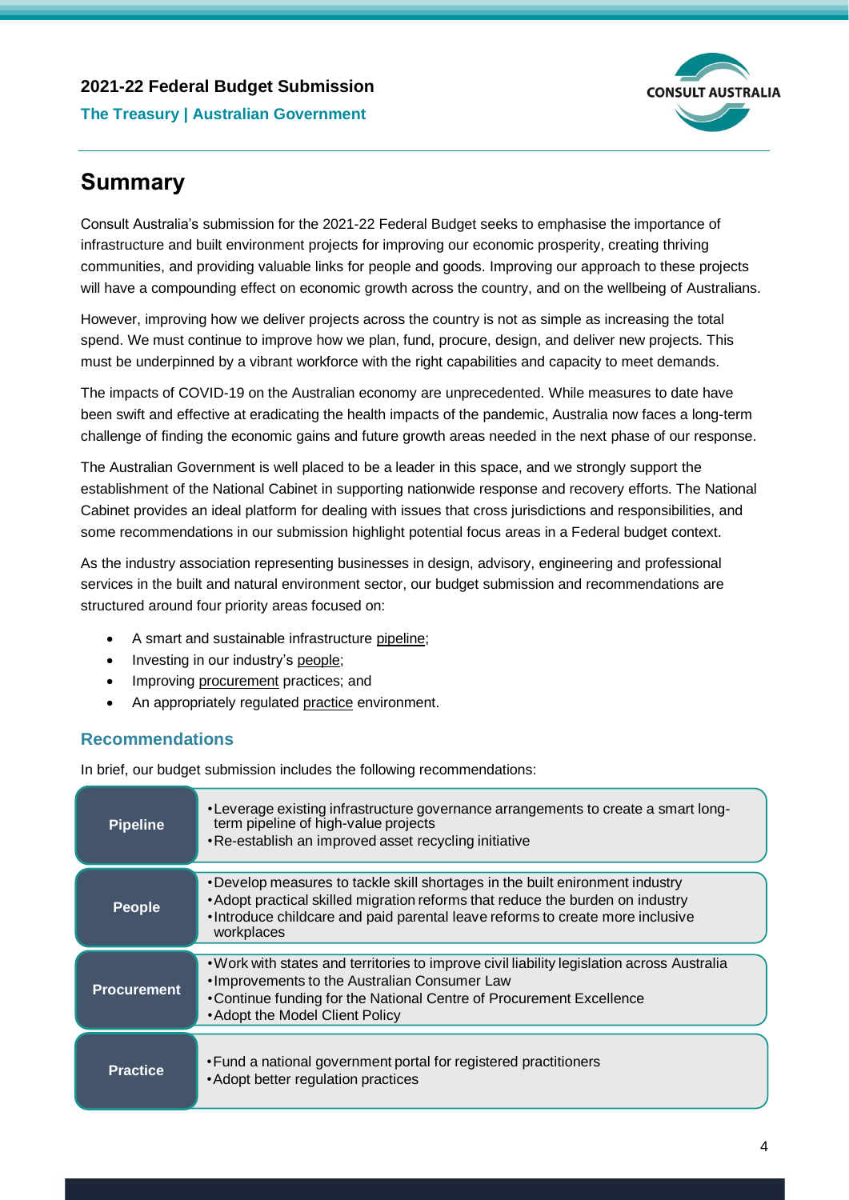## Summary

Consult Australia's submission for the 2021-22 Federal Budget seeks to emphasise the importance of infrastructure and built environment projects for improving our economic prosperity, creating thriving communities, and providing valuable links for people and goods. Improving our approach to these projects will have a compounding effect on economic growth across the country, and on the wellbeing of Australians.

However, improving how we deliver projects across the country is not as simple as increasing the total spend. We must continue to improve how we plan, fund, procure, design, and deliver new projects. This must be underpinned by a vibrant workforce with the right capabilities and capacity to meet demands.

The impacts of COVID-19 on the Australian economy are unprecedented. While measures to date have been swift and effective at eradicating the health impacts of the pandemic, Australia now faces a long-term challenge of finding the economic gains and future growth areas needed in the next phase of our response.

The Australian Government is well placed to be a leader in this space, and we strongly support the establishment of the National Cabinet in supporting nationwide response and recovery efforts. The National Cabinet provides an ideal platform for dealing with issues that cross jurisdictions and responsibilities, and some recommendations in our submission highlight potential focus areas in a Federal budget context.

As the industry association representing businesses in design, advisory, engineering and professional services in the built and natural environment sector, our budget submission and recommendations are structured around four priority areas focused on:

- A smart and sustainable infrastructure pipeline;
- Investing in our industry's people;
- Improving procurement practices; and
- An appropriately regulated practice environment.

### Recommendations

In brief, our budget submission includes the following recommendations:

| Area | Recommendations |
|---|---|
| **Pipeline** | • Leverage existing infrastructure governance arrangements to create a smart long-term pipeline of high-value projects<br>• Re-establish an improved asset recycling initiative |
| **People** | • Develop measures to tackle skill shortages in the built environment industry<br>• Adopt practical skilled migration reforms that reduce the burden on industry<br>• Introduce childcare and paid parental leave reforms to create more inclusive workplaces |
| **Procurement** | • Work with states and territories to improve civil liability legislation across Australia<br>• Improvements to the Australian Consumer Law<br>• Continue funding for the National Centre of Procurement Excellence<br>• Adopt the Model Client Policy |
| **Practice** | • Fund a national government portal for registered practitioners<br>• Adopt better regulation practices |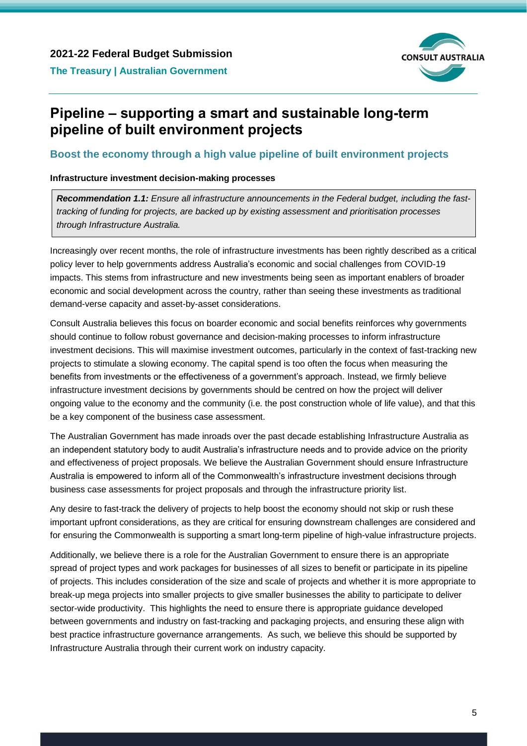# Pipeline – supporting a smart and sustainable long-term pipeline of built environment projects

## Boost the economy through a high value pipeline of built environment projects

**Infrastructure investment decision-making processes**

> ***Recommendation 1.1:*** *Ensure all infrastructure announcements in the Federal budget, including the fast-tracking of funding for projects, are backed up by existing assessment and prioritisation processes through Infrastructure Australia.*

Increasingly over recent months, the role of infrastructure investments has been rightly described as a critical policy lever to help governments address Australia's economic and social challenges from COVID-19 impacts. This stems from infrastructure and new investments being seen as important enablers of broader economic and social development across the country, rather than seeing these investments as traditional demand-verse capacity and asset-by-asset considerations.

Consult Australia believes this focus on boarder economic and social benefits reinforces why governments should continue to follow robust governance and decision-making processes to inform infrastructure investment decisions. This will maximise investment outcomes, particularly in the context of fast-tracking new projects to stimulate a slowing economy. The capital spend is too often the focus when measuring the benefits from investments or the effectiveness of a government's approach. Instead, we firmly believe infrastructure investment decisions by governments should be centred on how the project will deliver ongoing value to the economy and the community (i.e. the post construction whole of life value), and that this be a key component of the business case assessment.

The Australian Government has made inroads over the past decade establishing Infrastructure Australia as an independent statutory body to audit Australia's infrastructure needs and to provide advice on the priority and effectiveness of project proposals. We believe the Australian Government should ensure Infrastructure Australia is empowered to inform all of the Commonwealth's infrastructure investment decisions through business case assessments for project proposals and through the infrastructure priority list.

Any desire to fast-track the delivery of projects to help boost the economy should not skip or rush these important upfront considerations, as they are critical for ensuring downstream challenges are considered and for ensuring the Commonwealth is supporting a smart long-term pipeline of high-value infrastructure projects.

Additionally, we believe there is a role for the Australian Government to ensure there is an appropriate spread of project types and work packages for businesses of all sizes to benefit or participate in its pipeline of projects. This includes consideration of the size and scale of projects and whether it is more appropriate to break-up mega projects into smaller projects to give smaller businesses the ability to participate to deliver sector-wide productivity. This highlights the need to ensure there is appropriate guidance developed between governments and industry on fast-tracking and packaging projects, and ensuring these align with best practice infrastructure governance arrangements. As such, we believe this should be supported by Infrastructure Australia through their current work on industry capacity.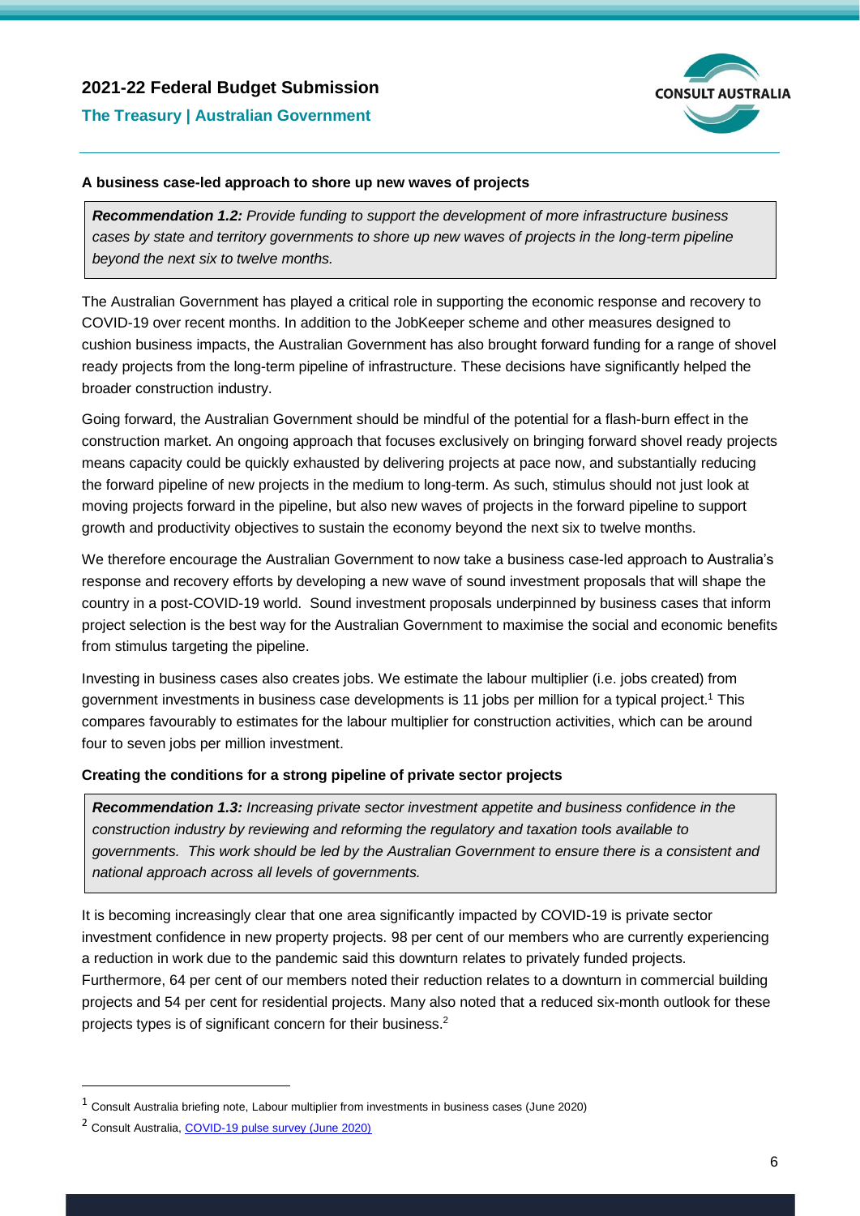**A business case-led approach to shore up new waves of projects**

> ***Recommendation 1.2:*** *Provide funding to support the development of more infrastructure business cases by state and territory governments to shore up new waves of projects in the long-term pipeline beyond the next six to twelve months.*

The Australian Government has played a critical role in supporting the economic response and recovery to COVID-19 over recent months. In addition to the JobKeeper scheme and other measures designed to cushion business impacts, the Australian Government has also brought forward funding for a range of shovel ready projects from the long-term pipeline of infrastructure. These decisions have significantly helped the broader construction industry.

Going forward, the Australian Government should be mindful of the potential for a flash-burn effect in the construction market. An ongoing approach that focuses exclusively on bringing forward shovel ready projects means capacity could be quickly exhausted by delivering projects at pace now, and substantially reducing the forward pipeline of new projects in the medium to long-term. As such, stimulus should not just look at moving projects forward in the pipeline, but also new waves of projects in the forward pipeline to support growth and productivity objectives to sustain the economy beyond the next six to twelve months.

We therefore encourage the Australian Government to now take a business case-led approach to Australia's response and recovery efforts by developing a new wave of sound investment proposals that will shape the country in a post-COVID-19 world. Sound investment proposals underpinned by business cases that inform project selection is the best way for the Australian Government to maximise the social and economic benefits from stimulus targeting the pipeline.

Investing in business cases also creates jobs. We estimate the labour multiplier (i.e. jobs created) from government investments in business case developments is 11 jobs per million for a typical project.[1] This compares favourably to estimates for the labour multiplier for construction activities, which can be around four to seven jobs per million investment.

**Creating the conditions for a strong pipeline of private sector projects**

> ***Recommendation 1.3:*** *Increasing private sector investment appetite and business confidence in the construction industry by reviewing and reforming the regulatory and taxation tools available to governments. This work should be led by the Australian Government to ensure there is a consistent and national approach across all levels of governments.*

It is becoming increasingly clear that one area significantly impacted by COVID-19 is private sector investment confidence in new property projects. 98 per cent of our members who are currently experiencing a reduction in work due to the pandemic said this downturn relates to privately funded projects. Furthermore, 64 per cent of our members noted their reduction relates to a downturn in commercial building projects and 54 per cent for residential projects. Many also noted that a reduced six-month outlook for these projects types is of significant concern for their business.[2]

---

[1] Consult Australia briefing note, Labour multiplier from investments in business cases (June 2020)

[2] Consult Australia, COVID-19 pulse survey (June 2020)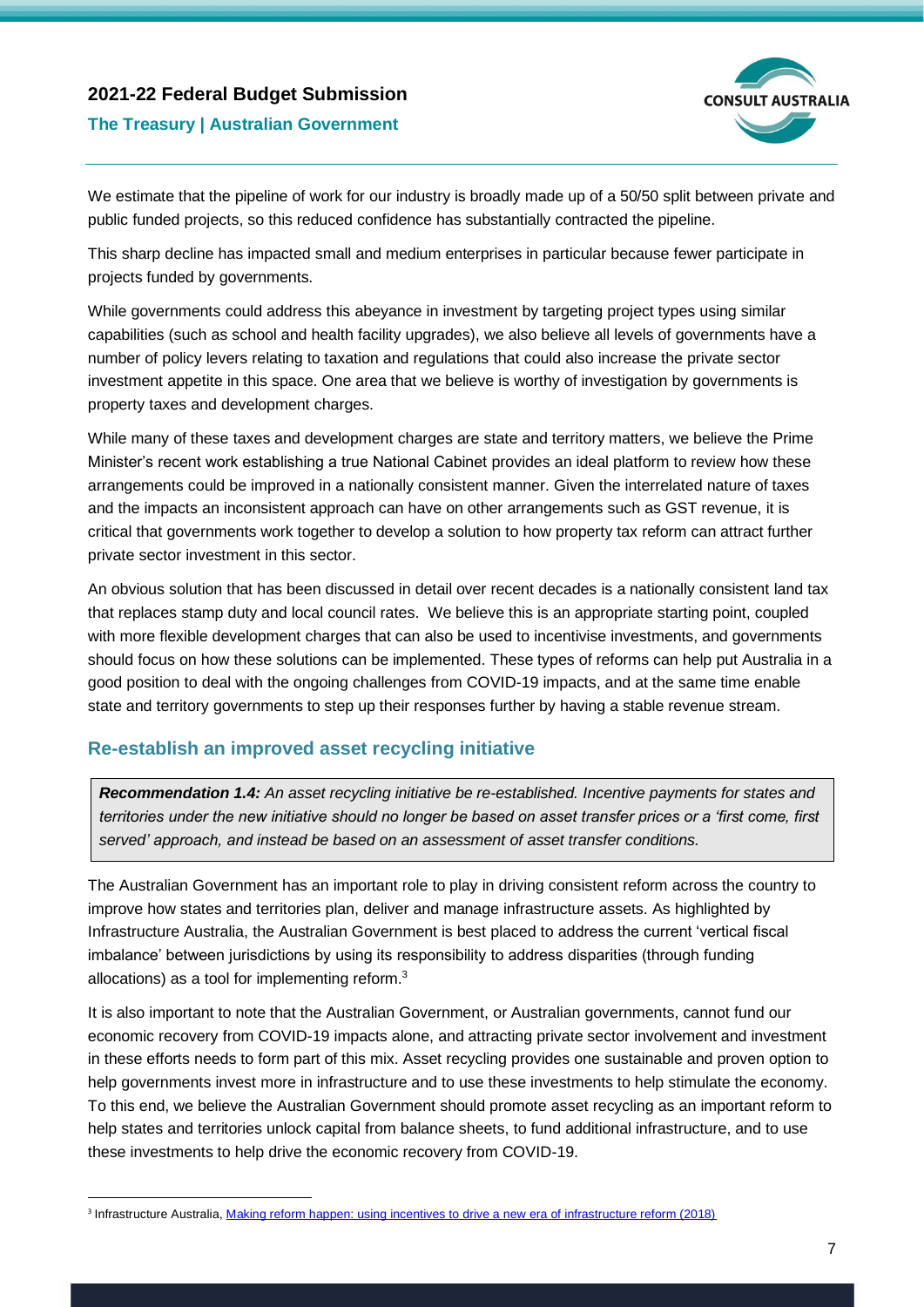We estimate that the pipeline of work for our industry is broadly made up of a 50/50 split between private and public funded projects, so this reduced confidence has substantially contracted the pipeline.

This sharp decline has impacted small and medium enterprises in particular because fewer participate in projects funded by governments.

While governments could address this abeyance in investment by targeting project types using similar capabilities (such as school and health facility upgrades), we also believe all levels of governments have a number of policy levers relating to taxation and regulations that could also increase the private sector investment appetite in this space. One area that we believe is worthy of investigation by governments is property taxes and development charges.

While many of these taxes and development charges are state and territory matters, we believe the Prime Minister's recent work establishing a true National Cabinet provides an ideal platform to review how these arrangements could be improved in a nationally consistent manner. Given the interrelated nature of taxes and the impacts an inconsistent approach can have on other arrangements such as GST revenue, it is critical that governments work together to develop a solution to how property tax reform can attract further private sector investment in this sector.

An obvious solution that has been discussed in detail over recent decades is a nationally consistent land tax that replaces stamp duty and local council rates. We believe this is an appropriate starting point, coupled with more flexible development charges that can also be used to incentivise investments, and governments should focus on how these solutions can be implemented. These types of reforms can help put Australia in a good position to deal with the ongoing challenges from COVID-19 impacts, and at the same time enable state and territory governments to step up their responses further by having a stable revenue stream.

## Re-establish an improved asset recycling initiative

> ***Recommendation 1.4:*** *An asset recycling initiative be re-established. Incentive payments for states and territories under the new initiative should no longer be based on asset transfer prices or a 'first come, first served' approach, and instead be based on an assessment of asset transfer conditions.*

The Australian Government has an important role to play in driving consistent reform across the country to improve how states and territories plan, deliver and manage infrastructure assets. As highlighted by Infrastructure Australia, the Australian Government is best placed to address the current 'vertical fiscal imbalance' between jurisdictions by using its responsibility to address disparities (through funding allocations) as a tool for implementing reform.[3]

It is also important to note that the Australian Government, or Australian governments, cannot fund our economic recovery from COVID-19 impacts alone, and attracting private sector involvement and investment in these efforts needs to form part of this mix. Asset recycling provides one sustainable and proven option to help governments invest more in infrastructure and to use these investments to help stimulate the economy. To this end, we believe the Australian Government should promote asset recycling as an important reform to help states and territories unlock capital from balance sheets, to fund additional infrastructure, and to use these investments to help drive the economic recovery from COVID-19.

---

[3] Infrastructure Australia, Making reform happen: using incentives to drive a new era of infrastructure reform (2018)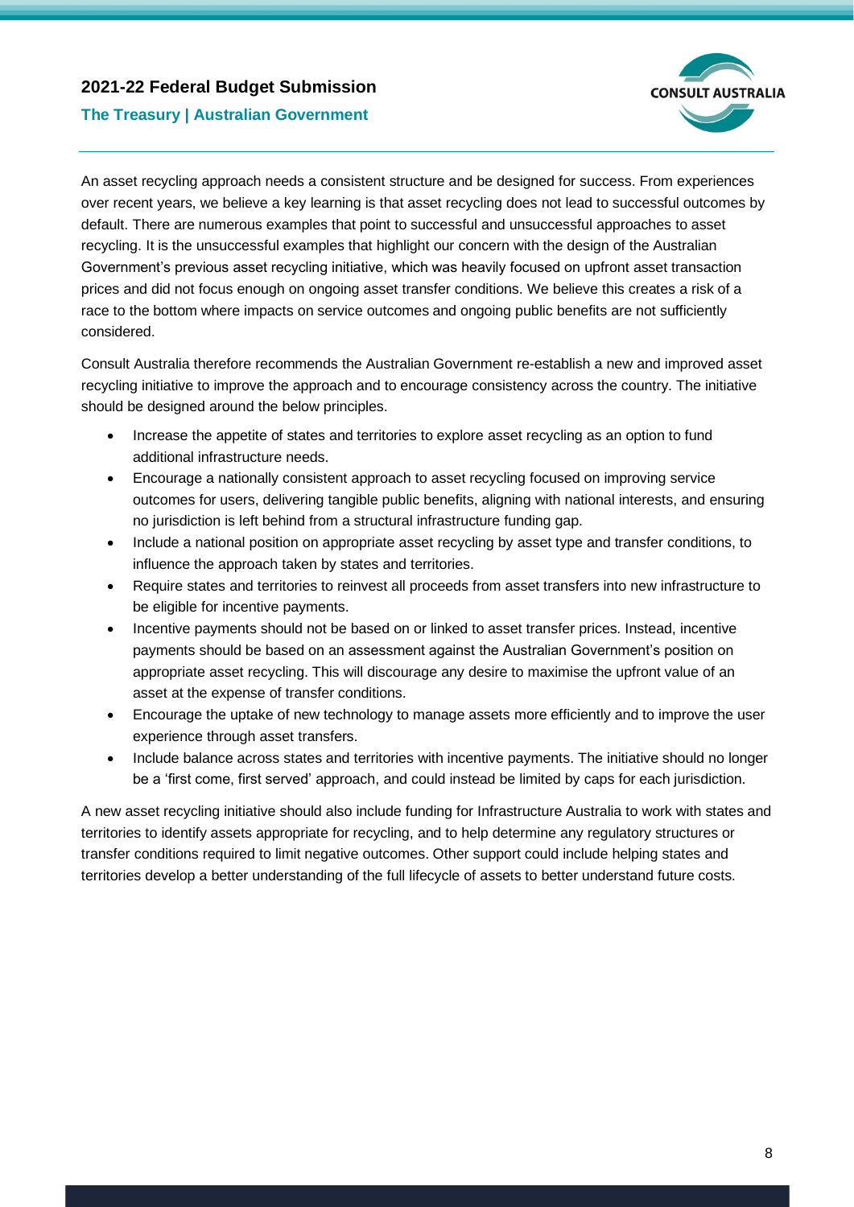An asset recycling approach needs a consistent structure and be designed for success. From experiences over recent years, we believe a key learning is that asset recycling does not lead to successful outcomes by default. There are numerous examples that point to successful and unsuccessful approaches to asset recycling. It is the unsuccessful examples that highlight our concern with the design of the Australian Government's previous asset recycling initiative, which was heavily focused on upfront asset transaction prices and did not focus enough on ongoing asset transfer conditions. We believe this creates a risk of a race to the bottom where impacts on service outcomes and ongoing public benefits are not sufficiently considered.

Consult Australia therefore recommends the Australian Government re-establish a new and improved asset recycling initiative to improve the approach and to encourage consistency across the country. The initiative should be designed around the below principles.

- Increase the appetite of states and territories to explore asset recycling as an option to fund additional infrastructure needs.
- Encourage a nationally consistent approach to asset recycling focused on improving service outcomes for users, delivering tangible public benefits, aligning with national interests, and ensuring no jurisdiction is left behind from a structural infrastructure funding gap.
- Include a national position on appropriate asset recycling by asset type and transfer conditions, to influence the approach taken by states and territories.
- Require states and territories to reinvest all proceeds from asset transfers into new infrastructure to be eligible for incentive payments.
- Incentive payments should not be based on or linked to asset transfer prices. Instead, incentive payments should be based on an assessment against the Australian Government's position on appropriate asset recycling. This will discourage any desire to maximise the upfront value of an asset at the expense of transfer conditions.
- Encourage the uptake of new technology to manage assets more efficiently and to improve the user experience through asset transfers.
- Include balance across states and territories with incentive payments. The initiative should no longer be a 'first come, first served' approach, and could instead be limited by caps for each jurisdiction.

A new asset recycling initiative should also include funding for Infrastructure Australia to work with states and territories to identify assets appropriate for recycling, and to help determine any regulatory structures or transfer conditions required to limit negative outcomes. Other support could include helping states and territories develop a better understanding of the full lifecycle of assets to better understand future costs.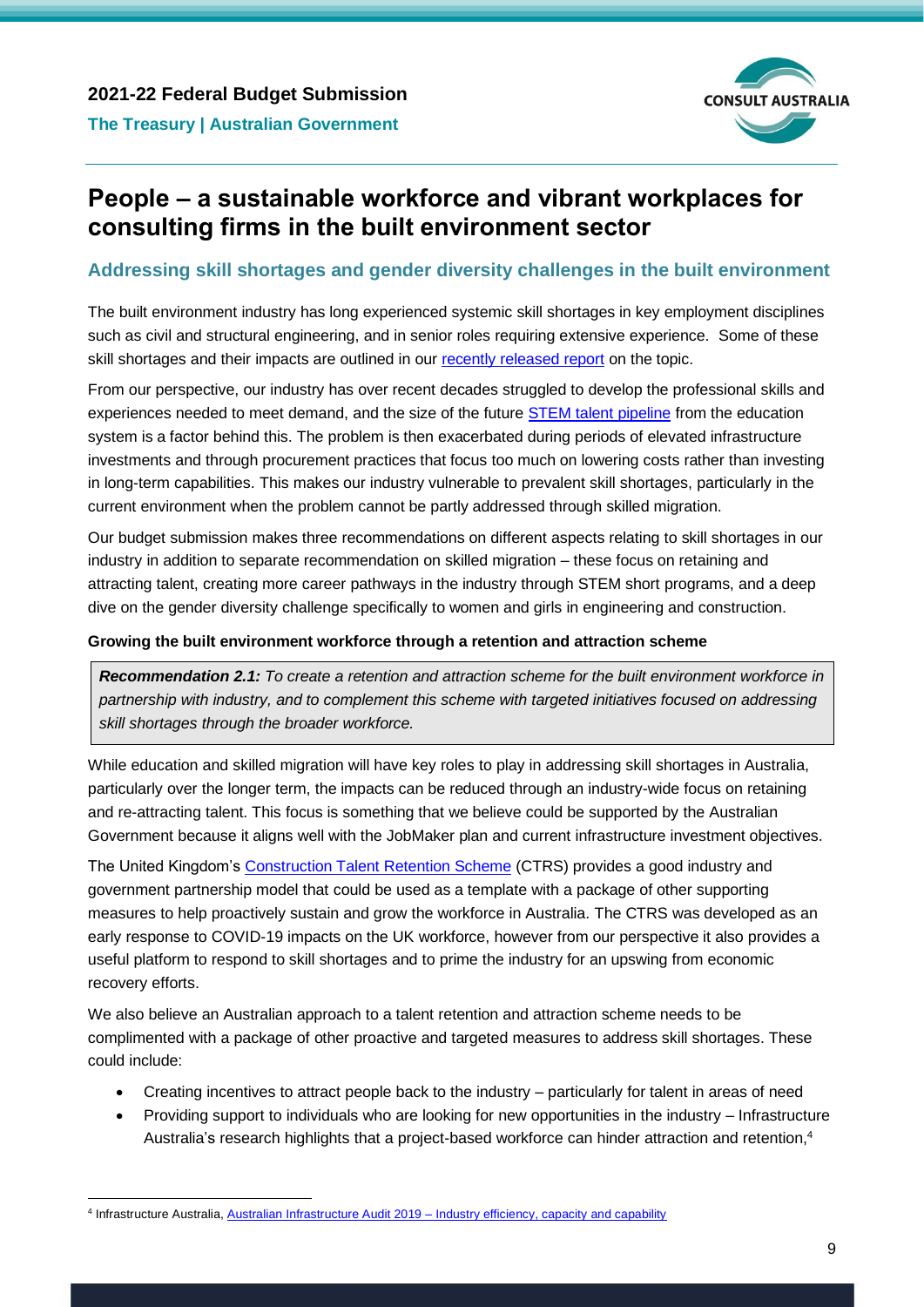# People – a sustainable workforce and vibrant workplaces for consulting firms in the built environment sector

## Addressing skill shortages and gender diversity challenges in the built environment

The built environment industry has long experienced systemic skill shortages in key employment disciplines such as civil and structural engineering, and in senior roles requiring extensive experience. Some of these skill shortages and their impacts are outlined in our recently released report on the topic.

From our perspective, our industry has over recent decades struggled to develop the professional skills and experiences needed to meet demand, and the size of the future STEM talent pipeline from the education system is a factor behind this. The problem is then exacerbated during periods of elevated infrastructure investments and through procurement practices that focus too much on lowering costs rather than investing in long-term capabilities. This makes our industry vulnerable to prevalent skill shortages, particularly in the current environment when the problem cannot be partly addressed through skilled migration.

Our budget submission makes three recommendations on different aspects relating to skill shortages in our industry in addition to separate recommendation on skilled migration – these focus on retaining and attracting talent, creating more career pathways in the industry through STEM short programs, and a deep dive on the gender diversity challenge specifically to women and girls in engineering and construction.

### Growing the built environment workforce through a retention and attraction scheme

> ***Recommendation 2.1:*** *To create a retention and attraction scheme for the built environment workforce in partnership with industry, and to complement this scheme with targeted initiatives focused on addressing skill shortages through the broader workforce.*

While education and skilled migration will have key roles to play in addressing skill shortages in Australia, particularly over the longer term, the impacts can be reduced through an industry-wide focus on retaining and re-attracting talent. This focus is something that we believe could be supported by the Australian Government because it aligns well with the JobMaker plan and current infrastructure investment objectives.

The United Kingdom's Construction Talent Retention Scheme (CTRS) provides a good industry and government partnership model that could be used as a template with a package of other supporting measures to help proactively sustain and grow the workforce in Australia. The CTRS was developed as an early response to COVID-19 impacts on the UK workforce, however from our perspective it also provides a useful platform to respond to skill shortages and to prime the industry for an upswing from economic recovery efforts.

We also believe an Australian approach to a talent retention and attraction scheme needs to be complimented with a package of other proactive and targeted measures to address skill shortages. These could include:

- Creating incentives to attract people back to the industry – particularly for talent in areas of need
- Providing support to individuals who are looking for new opportunities in the industry – Infrastructure Australia's research highlights that a project-based workforce can hinder attraction and retention,[4]

[4] Infrastructure Australia, Australian Infrastructure Audit 2019 – Industry efficiency, capacity and capability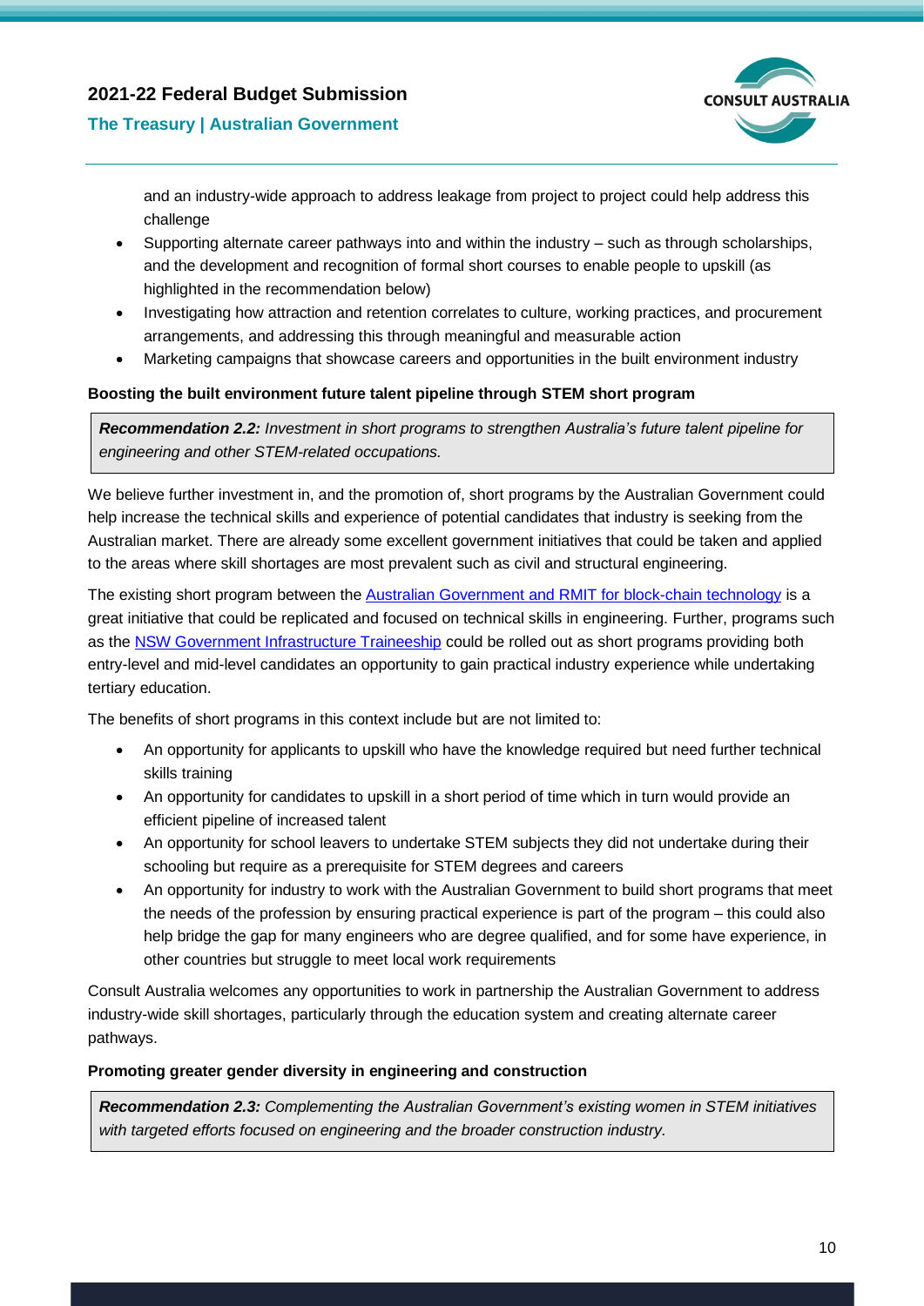and an industry-wide approach to address leakage from project to project could help address this challenge

- Supporting alternate career pathways into and within the industry – such as through scholarships, and the development and recognition of formal short courses to enable people to upskill (as highlighted in the recommendation below)
- Investigating how attraction and retention correlates to culture, working practices, and procurement arrangements, and addressing this through meaningful and measurable action
- Marketing campaigns that showcase careers and opportunities in the built environment industry

**Boosting the built environment future talent pipeline through STEM short program**

> ***Recommendation 2.2:*** *Investment in short programs to strengthen Australia's future talent pipeline for engineering and other STEM-related occupations.*

We believe further investment in, and the promotion of, short programs by the Australian Government could help increase the technical skills and experience of potential candidates that industry is seeking from the Australian market. There are already some excellent government initiatives that could be taken and applied to the areas where skill shortages are most prevalent such as civil and structural engineering.

The existing short program between the Australian Government and RMIT for block-chain technology is a great initiative that could be replicated and focused on technical skills in engineering. Further, programs such as the NSW Government Infrastructure Traineeship could be rolled out as short programs providing both entry-level and mid-level candidates an opportunity to gain practical industry experience while undertaking tertiary education.

The benefits of short programs in this context include but are not limited to:

- An opportunity for applicants to upskill who have the knowledge required but need further technical skills training
- An opportunity for candidates to upskill in a short period of time which in turn would provide an efficient pipeline of increased talent
- An opportunity for school leavers to undertake STEM subjects they did not undertake during their schooling but require as a prerequisite for STEM degrees and careers
- An opportunity for industry to work with the Australian Government to build short programs that meet the needs of the profession by ensuring practical experience is part of the program – this could also help bridge the gap for many engineers who are degree qualified, and for some have experience, in other countries but struggle to meet local work requirements

Consult Australia welcomes any opportunities to work in partnership the Australian Government to address industry-wide skill shortages, particularly through the education system and creating alternate career pathways.

**Promoting greater gender diversity in engineering and construction**

> ***Recommendation 2.3:*** *Complementing the Australian Government's existing women in STEM initiatives with targeted efforts focused on engineering and the broader construction industry.*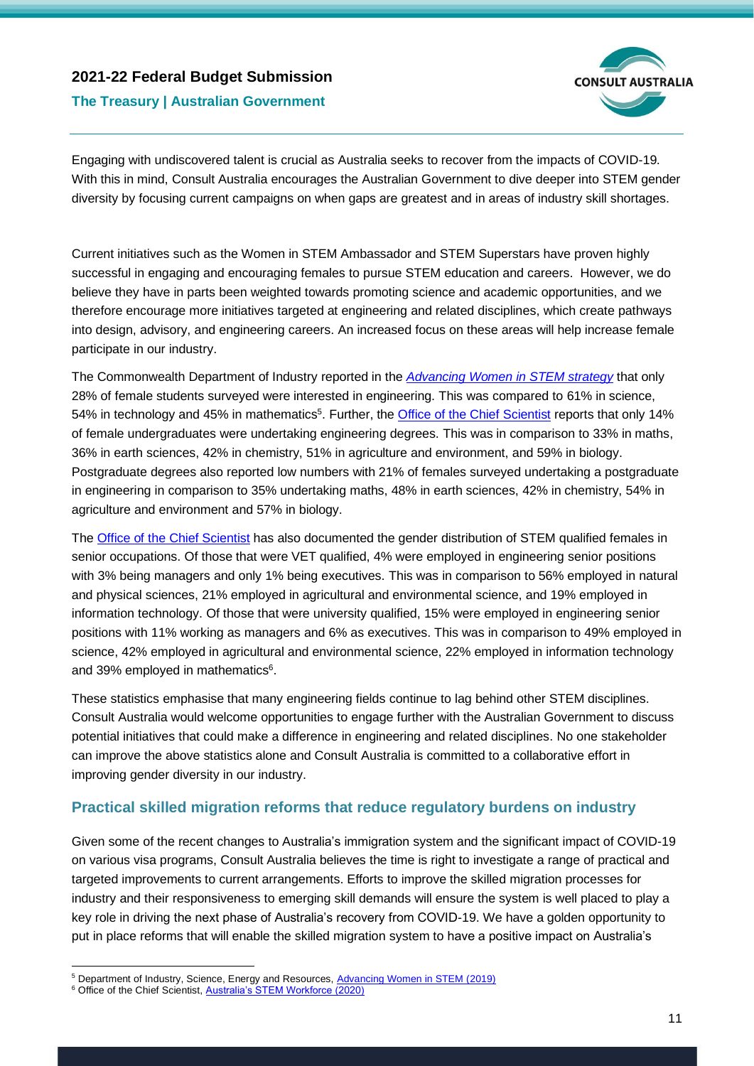Engaging with undiscovered talent is crucial as Australia seeks to recover from the impacts of COVID-19. With this in mind, Consult Australia encourages the Australian Government to dive deeper into STEM gender diversity by focusing current campaigns on when gaps are greatest and in areas of industry skill shortages.

Current initiatives such as the Women in STEM Ambassador and STEM Superstars have proven highly successful in engaging and encouraging females to pursue STEM education and careers. However, we do believe they have in parts been weighted towards promoting science and academic opportunities, and we therefore encourage more initiatives targeted at engineering and related disciplines, which create pathways into design, advisory, and engineering careers. An increased focus on these areas will help increase female participate in our industry.

The Commonwealth Department of Industry reported in the *Advancing Women in STEM strategy* that only 28% of female students surveyed were interested in engineering. This was compared to 61% in science, 54% in technology and 45% in mathematics[5]. Further, the Office of the Chief Scientist reports that only 14% of female undergraduates were undertaking engineering degrees. This was in comparison to 33% in maths, 36% in earth sciences, 42% in chemistry, 51% in agriculture and environment, and 59% in biology. Postgraduate degrees also reported low numbers with 21% of females surveyed undertaking a postgraduate in engineering in comparison to 35% undertaking maths, 48% in earth sciences, 42% in chemistry, 54% in agriculture and environment and 57% in biology.

The Office of the Chief Scientist has also documented the gender distribution of STEM qualified females in senior occupations. Of those that were VET qualified, 4% were employed in engineering senior positions with 3% being managers and only 1% being executives. This was in comparison to 56% employed in natural and physical sciences, 21% employed in agricultural and environmental science, and 19% employed in information technology. Of those that were university qualified, 15% were employed in engineering senior positions with 11% working as managers and 6% as executives. This was in comparison to 49% employed in science, 42% employed in agricultural and environmental science, 22% employed in information technology and 39% employed in mathematics[6].

These statistics emphasise that many engineering fields continue to lag behind other STEM disciplines. Consult Australia would welcome opportunities to engage further with the Australian Government to discuss potential initiatives that could make a difference in engineering and related disciplines. No one stakeholder can improve the above statistics alone and Consult Australia is committed to a collaborative effort in improving gender diversity in our industry.

## Practical skilled migration reforms that reduce regulatory burdens on industry

Given some of the recent changes to Australia's immigration system and the significant impact of COVID-19 on various visa programs, Consult Australia believes the time is right to investigate a range of practical and targeted improvements to current arrangements. Efforts to improve the skilled migration processes for industry and their responsiveness to emerging skill demands will ensure the system is well placed to play a key role in driving the next phase of Australia's recovery from COVID-19. We have a golden opportunity to put in place reforms that will enable the skilled migration system to have a positive impact on Australia's

[5] Department of Industry, Science, Energy and Resources, Advancing Women in STEM (2019)

[6] Office of the Chief Scientist, Australia's STEM Workforce (2020)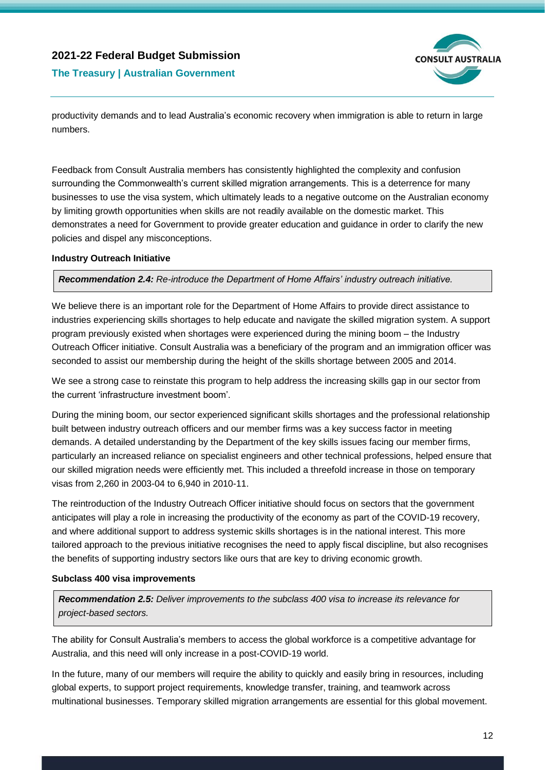productivity demands and to lead Australia's economic recovery when immigration is able to return in large numbers.

Feedback from Consult Australia members has consistently highlighted the complexity and confusion surrounding the Commonwealth's current skilled migration arrangements. This is a deterrence for many businesses to use the visa system, which ultimately leads to a negative outcome on the Australian economy by limiting growth opportunities when skills are not readily available on the domestic market. This demonstrates a need for Government to provide greater education and guidance in order to clarify the new policies and dispel any misconceptions.

**Industry Outreach Initiative**

> ***Recommendation 2.4:*** *Re-introduce the Department of Home Affairs' industry outreach initiative.*

We believe there is an important role for the Department of Home Affairs to provide direct assistance to industries experiencing skills shortages to help educate and navigate the skilled migration system. A support program previously existed when shortages were experienced during the mining boom – the Industry Outreach Officer initiative. Consult Australia was a beneficiary of the program and an immigration officer was seconded to assist our membership during the height of the skills shortage between 2005 and 2014.

We see a strong case to reinstate this program to help address the increasing skills gap in our sector from the current 'infrastructure investment boom'.

During the mining boom, our sector experienced significant skills shortages and the professional relationship built between industry outreach officers and our member firms was a key success factor in meeting demands. A detailed understanding by the Department of the key skills issues facing our member firms, particularly an increased reliance on specialist engineers and other technical professions, helped ensure that our skilled migration needs were efficiently met. This included a threefold increase in those on temporary visas from 2,260 in 2003-04 to 6,940 in 2010-11.

The reintroduction of the Industry Outreach Officer initiative should focus on sectors that the government anticipates will play a role in increasing the productivity of the economy as part of the COVID-19 recovery, and where additional support to address systemic skills shortages is in the national interest. This more tailored approach to the previous initiative recognises the need to apply fiscal discipline, but also recognises the benefits of supporting industry sectors like ours that are key to driving economic growth.

**Subclass 400 visa improvements**

> ***Recommendation 2.5:*** *Deliver improvements to the subclass 400 visa to increase its relevance for project-based sectors.*

The ability for Consult Australia's members to access the global workforce is a competitive advantage for Australia, and this need will only increase in a post-COVID-19 world.

In the future, many of our members will require the ability to quickly and easily bring in resources, including global experts, to support project requirements, knowledge transfer, training, and teamwork across multinational businesses. Temporary skilled migration arrangements are essential for this global movement.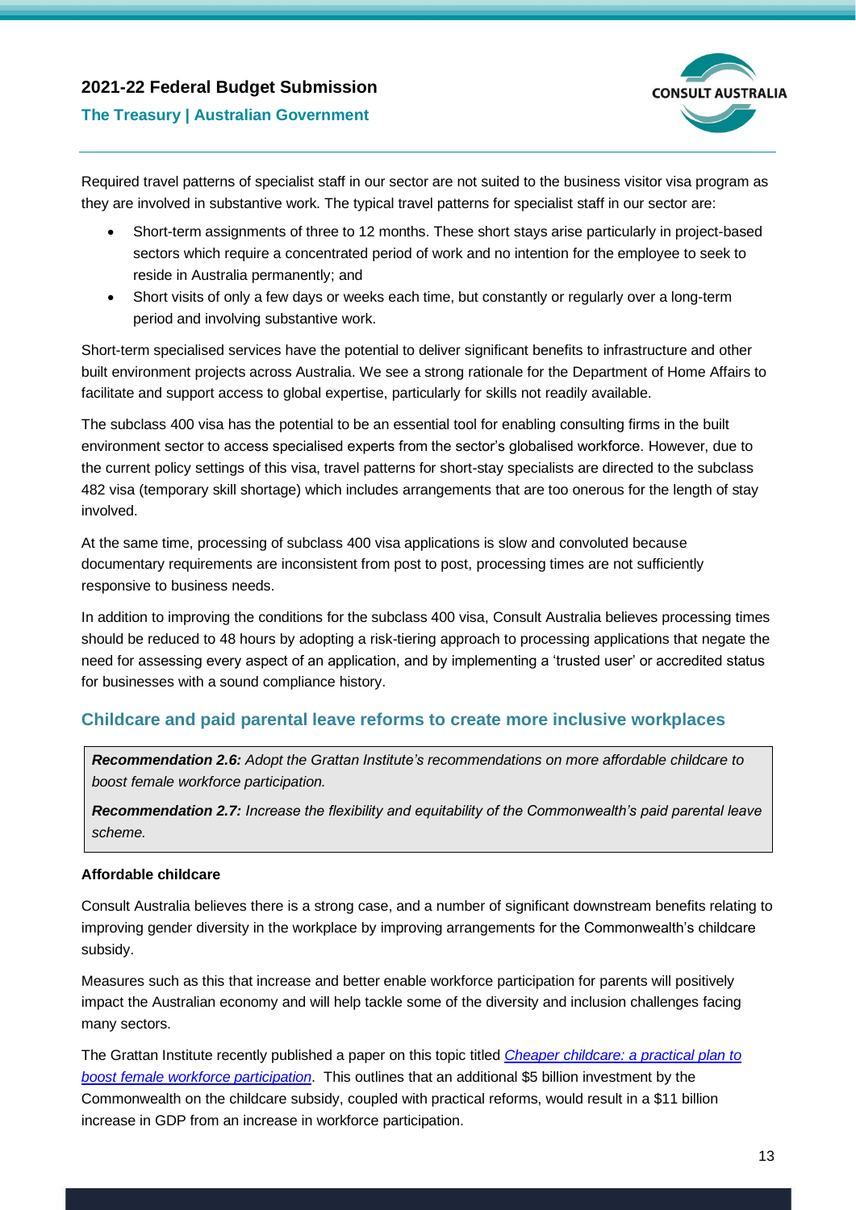Required travel patterns of specialist staff in our sector are not suited to the business visitor visa program as they are involved in substantive work. The typical travel patterns for specialist staff in our sector are:

- Short-term assignments of three to 12 months. These short stays arise particularly in project-based sectors which require a concentrated period of work and no intention for the employee to seek to reside in Australia permanently; and
- Short visits of only a few days or weeks each time, but constantly or regularly over a long-term period and involving substantive work.

Short-term specialised services have the potential to deliver significant benefits to infrastructure and other built environment projects across Australia. We see a strong rationale for the Department of Home Affairs to facilitate and support access to global expertise, particularly for skills not readily available.

The subclass 400 visa has the potential to be an essential tool for enabling consulting firms in the built environment sector to access specialised experts from the sector's globalised workforce. However, due to the current policy settings of this visa, travel patterns for short-stay specialists are directed to the subclass 482 visa (temporary skill shortage) which includes arrangements that are too onerous for the length of stay involved.

At the same time, processing of subclass 400 visa applications is slow and convoluted because documentary requirements are inconsistent from post to post, processing times are not sufficiently responsive to business needs.

In addition to improving the conditions for the subclass 400 visa, Consult Australia believes processing times should be reduced to 48 hours by adopting a risk-tiering approach to processing applications that negate the need for assessing every aspect of an application, and by implementing a 'trusted user' or accredited status for businesses with a sound compliance history.

## Childcare and paid parental leave reforms to create more inclusive workplaces

> ***Recommendation 2.6:*** *Adopt the Grattan Institute's recommendations on more affordable childcare to boost female workforce participation.*
>
> ***Recommendation 2.7:*** *Increase the flexibility and equitability of the Commonwealth's paid parental leave scheme.*

**Affordable childcare**

Consult Australia believes there is a strong case, and a number of significant downstream benefits relating to improving gender diversity in the workplace by improving arrangements for the Commonwealth's childcare subsidy.

Measures such as this that increase and better enable workforce participation for parents will positively impact the Australian economy and will help tackle some of the diversity and inclusion challenges facing many sectors.

The Grattan Institute recently published a paper on this topic titled *Cheaper childcare: a practical plan to boost female workforce participation*. This outlines that an additional \$5 billion investment by the Commonwealth on the childcare subsidy, coupled with practical reforms, would result in a \$11 billion increase in GDP from an increase in workforce participation.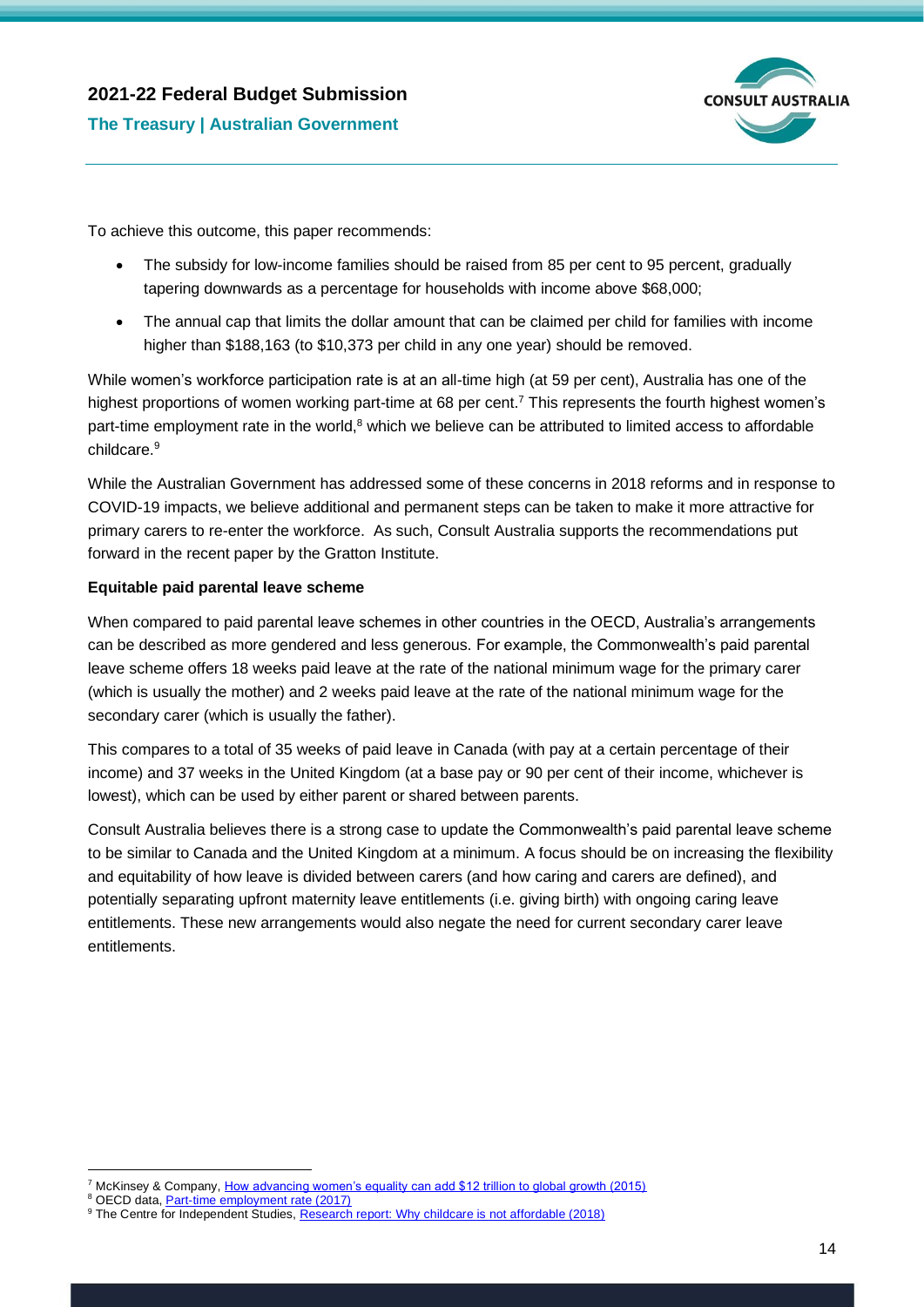To achieve this outcome, this paper recommends:

- The subsidy for low-income families should be raised from 85 per cent to 95 percent, gradually tapering downwards as a percentage for households with income above $68,000;
- The annual cap that limits the dollar amount that can be claimed per child for families with income higher than $188,163 (to $10,373 per child in any one year) should be removed.

While women's workforce participation rate is at an all-time high (at 59 per cent), Australia has one of the highest proportions of women working part-time at 68 per cent.[7] This represents the fourth highest women's part-time employment rate in the world,[8] which we believe can be attributed to limited access to affordable childcare.[9]

While the Australian Government has addressed some of these concerns in 2018 reforms and in response to COVID-19 impacts, we believe additional and permanent steps can be taken to make it more attractive for primary carers to re-enter the workforce. As such, Consult Australia supports the recommendations put forward in the recent paper by the Gratton Institute.

**Equitable paid parental leave scheme**

When compared to paid parental leave schemes in other countries in the OECD, Australia's arrangements can be described as more gendered and less generous. For example, the Commonwealth's paid parental leave scheme offers 18 weeks paid leave at the rate of the national minimum wage for the primary carer (which is usually the mother) and 2 weeks paid leave at the rate of the national minimum wage for the secondary carer (which is usually the father).

This compares to a total of 35 weeks of paid leave in Canada (with pay at a certain percentage of their income) and 37 weeks in the United Kingdom (at a base pay or 90 per cent of their income, whichever is lowest), which can be used by either parent or shared between parents.

Consult Australia believes there is a strong case to update the Commonwealth's paid parental leave scheme to be similar to Canada and the United Kingdom at a minimum. A focus should be on increasing the flexibility and equitability of how leave is divided between carers (and how caring and carers are defined), and potentially separating upfront maternity leave entitlements (i.e. giving birth) with ongoing caring leave entitlements. These new arrangements would also negate the need for current secondary carer leave entitlements.

---

[7] McKinsey & Company, How advancing women's equality can add $12 trillion to global growth (2015)

[8] OECD data, Part-time employment rate (2017)

[9] The Centre for Independent Studies, Research report: Why childcare is not affordable (2018)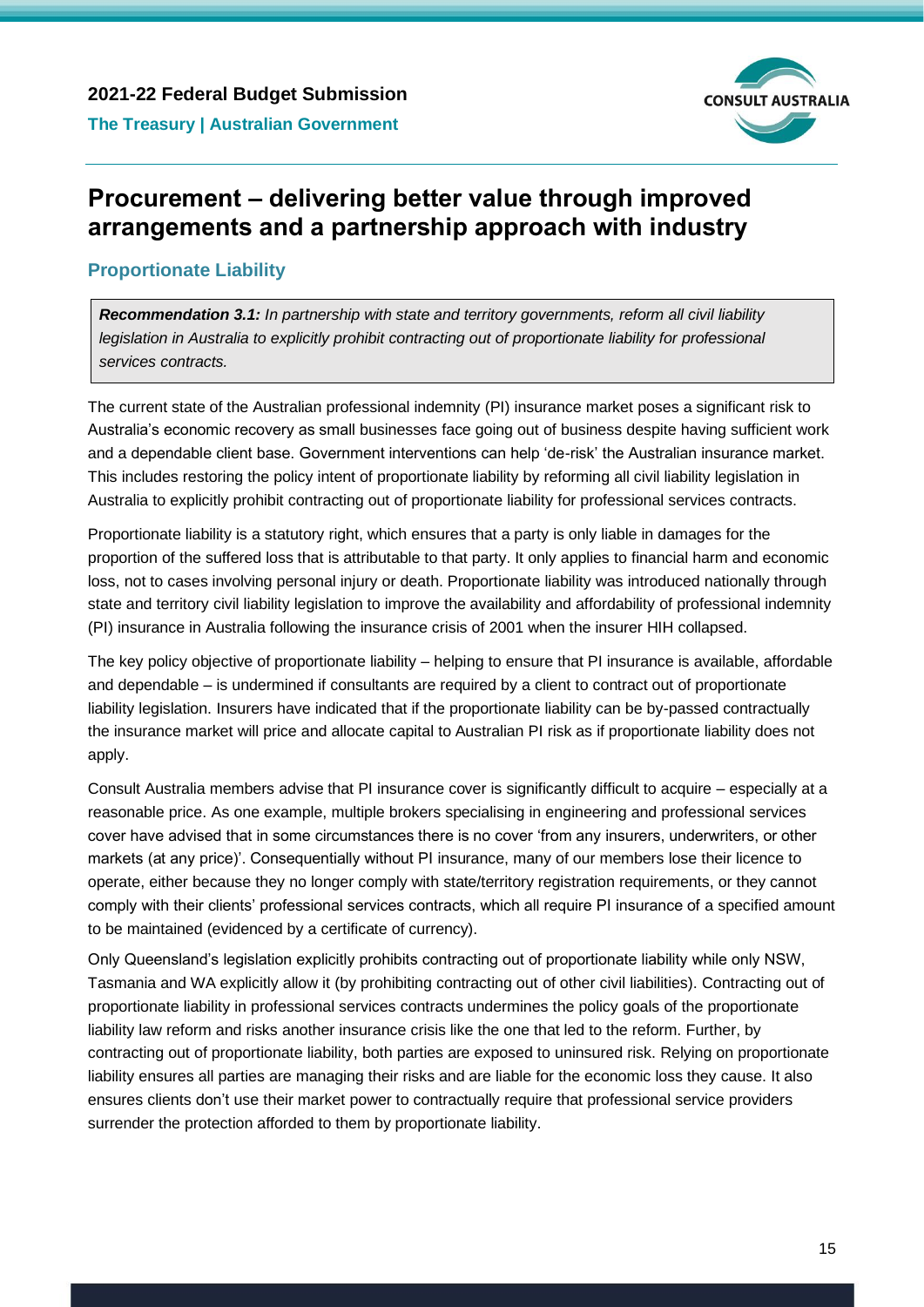# Procurement – delivering better value through improved arrangements and a partnership approach with industry

## Proportionate Liability

> ***Recommendation 3.1:*** *In partnership with state and territory governments, reform all civil liability legislation in Australia to explicitly prohibit contracting out of proportionate liability for professional services contracts.*

The current state of the Australian professional indemnity (PI) insurance market poses a significant risk to Australia's economic recovery as small businesses face going out of business despite having sufficient work and a dependable client base. Government interventions can help 'de-risk' the Australian insurance market. This includes restoring the policy intent of proportionate liability by reforming all civil liability legislation in Australia to explicitly prohibit contracting out of proportionate liability for professional services contracts.

Proportionate liability is a statutory right, which ensures that a party is only liable in damages for the proportion of the suffered loss that is attributable to that party. It only applies to financial harm and economic loss, not to cases involving personal injury or death. Proportionate liability was introduced nationally through state and territory civil liability legislation to improve the availability and affordability of professional indemnity (PI) insurance in Australia following the insurance crisis of 2001 when the insurer HIH collapsed.

The key policy objective of proportionate liability – helping to ensure that PI insurance is available, affordable and dependable – is undermined if consultants are required by a client to contract out of proportionate liability legislation. Insurers have indicated that if the proportionate liability can be by-passed contractually the insurance market will price and allocate capital to Australian PI risk as if proportionate liability does not apply.

Consult Australia members advise that PI insurance cover is significantly difficult to acquire – especially at a reasonable price. As one example, multiple brokers specialising in engineering and professional services cover have advised that in some circumstances there is no cover 'from any insurers, underwriters, or other markets (at any price)'. Consequentially without PI insurance, many of our members lose their licence to operate, either because they no longer comply with state/territory registration requirements, or they cannot comply with their clients' professional services contracts, which all require PI insurance of a specified amount to be maintained (evidenced by a certificate of currency).

Only Queensland's legislation explicitly prohibits contracting out of proportionate liability while only NSW, Tasmania and WA explicitly allow it (by prohibiting contracting out of other civil liabilities). Contracting out of proportionate liability in professional services contracts undermines the policy goals of the proportionate liability law reform and risks another insurance crisis like the one that led to the reform. Further, by contracting out of proportionate liability, both parties are exposed to uninsured risk. Relying on proportionate liability ensures all parties are managing their risks and are liable for the economic loss they cause. It also ensures clients don't use their market power to contractually require that professional service providers surrender the protection afforded to them by proportionate liability.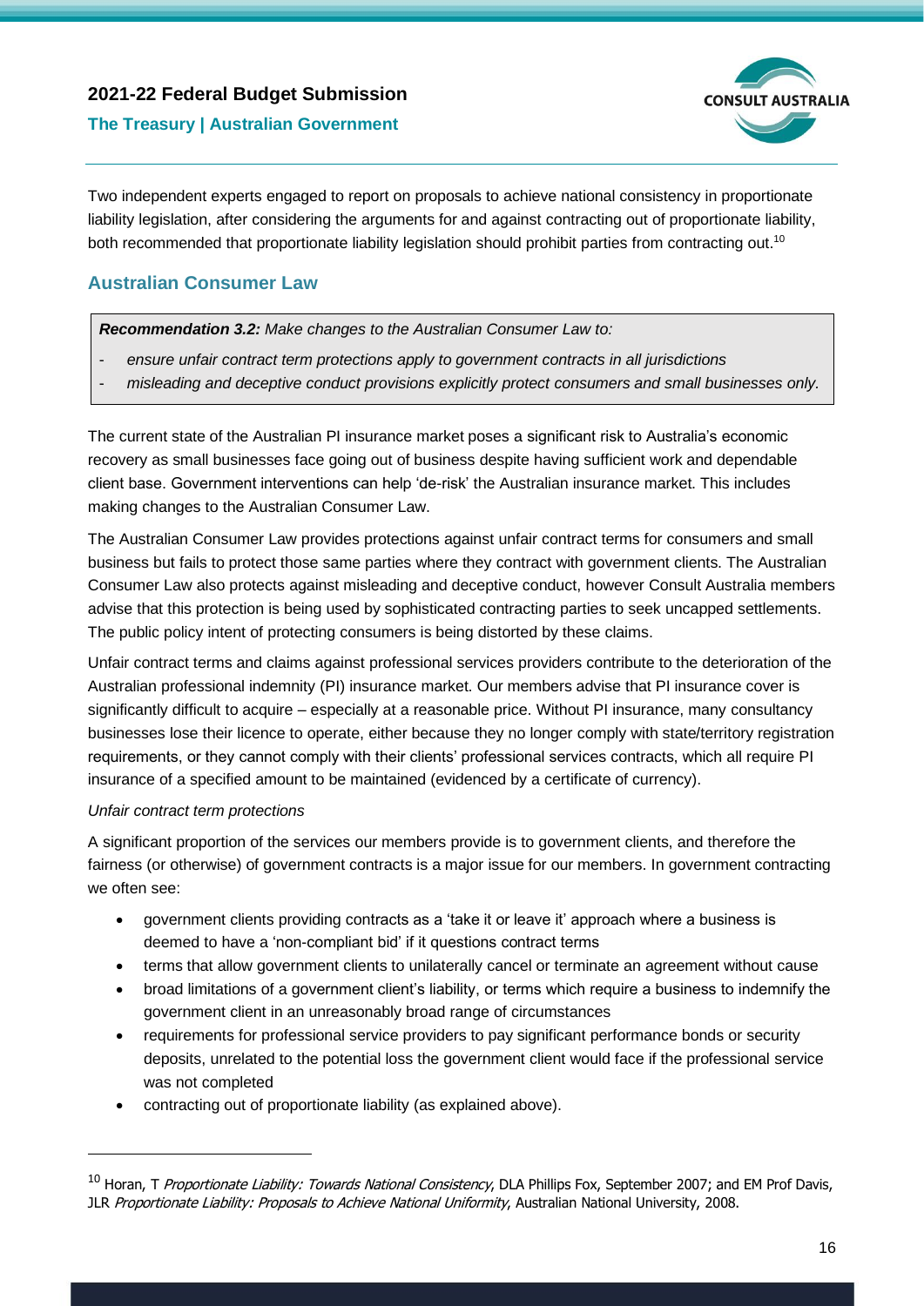Two independent experts engaged to report on proposals to achieve national consistency in proportionate liability legislation, after considering the arguments for and against contracting out of proportionate liability, both recommended that proportionate liability legislation should prohibit parties from contracting out.[10]

## Australian Consumer Law

> ***Recommendation 3.2:*** *Make changes to the Australian Consumer Law to:*
>
> - *ensure unfair contract term protections apply to government contracts in all jurisdictions*
> - *misleading and deceptive conduct provisions explicitly protect consumers and small businesses only.*

The current state of the Australian PI insurance market poses a significant risk to Australia's economic recovery as small businesses face going out of business despite having sufficient work and dependable client base. Government interventions can help 'de-risk' the Australian insurance market. This includes making changes to the Australian Consumer Law.

The Australian Consumer Law provides protections against unfair contract terms for consumers and small business but fails to protect those same parties where they contract with government clients. The Australian Consumer Law also protects against misleading and deceptive conduct, however Consult Australia members advise that this protection is being used by sophisticated contracting parties to seek uncapped settlements. The public policy intent of protecting consumers is being distorted by these claims.

Unfair contract terms and claims against professional services providers contribute to the deterioration of the Australian professional indemnity (PI) insurance market. Our members advise that PI insurance cover is significantly difficult to acquire – especially at a reasonable price. Without PI insurance, many consultancy businesses lose their licence to operate, either because they no longer comply with state/territory registration requirements, or they cannot comply with their clients' professional services contracts, which all require PI insurance of a specified amount to be maintained (evidenced by a certificate of currency).

*Unfair contract term protections*

A significant proportion of the services our members provide is to government clients, and therefore the fairness (or otherwise) of government contracts is a major issue for our members. In government contracting we often see:

- government clients providing contracts as a 'take it or leave it' approach where a business is deemed to have a 'non-compliant bid' if it questions contract terms
- terms that allow government clients to unilaterally cancel or terminate an agreement without cause
- broad limitations of a government client's liability, or terms which require a business to indemnify the government client in an unreasonably broad range of circumstances
- requirements for professional service providers to pay significant performance bonds or security deposits, unrelated to the potential loss the government client would face if the professional service was not completed
- contracting out of proportionate liability (as explained above).

[10] Horan, T *Proportionate Liability: Towards National Consistency*, DLA Phillips Fox, September 2007; and EM Prof Davis, JLR *Proportionate Liability: Proposals to Achieve National Uniformity*, Australian National University, 2008.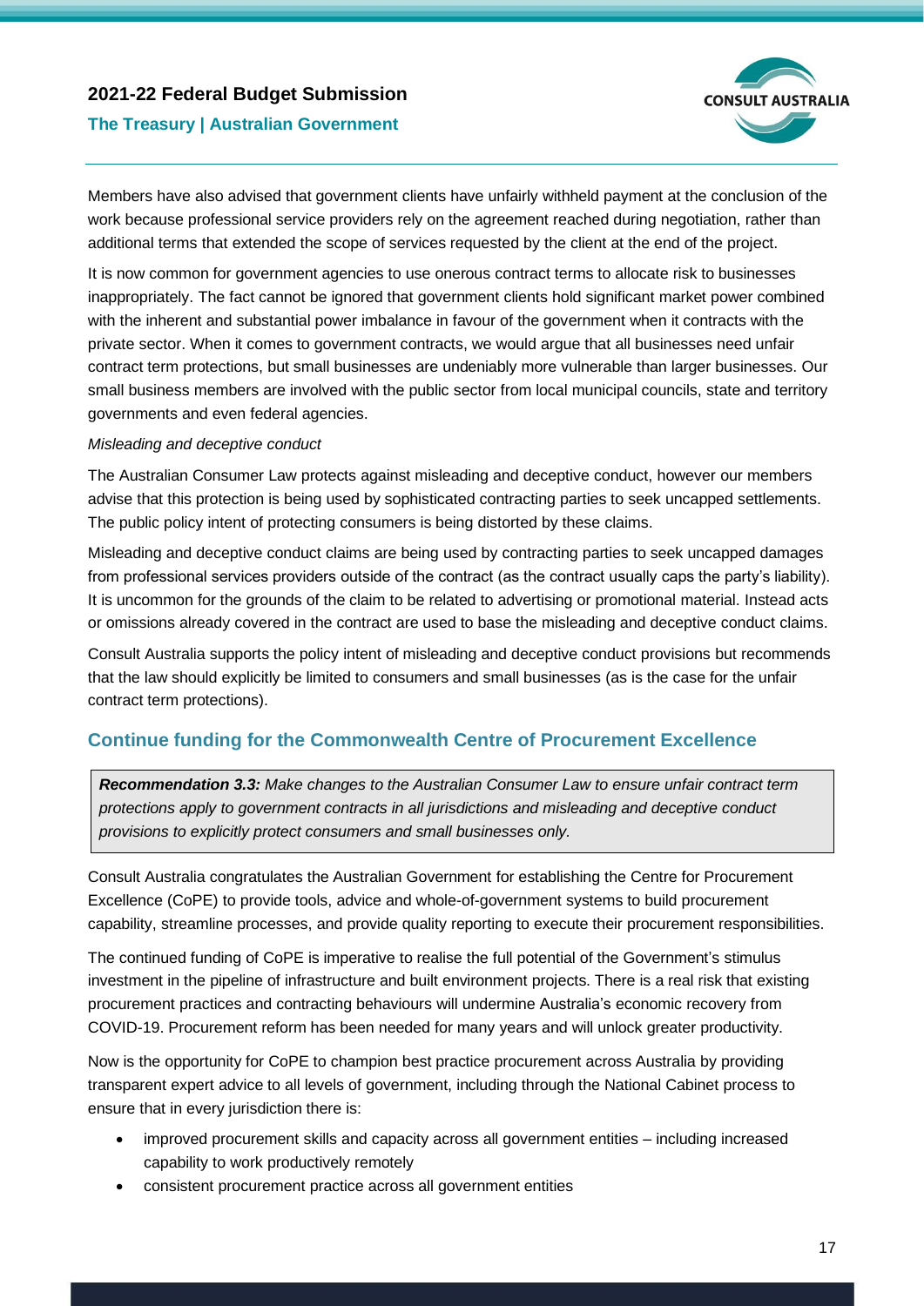Members have also advised that government clients have unfairly withheld payment at the conclusion of the work because professional service providers rely on the agreement reached during negotiation, rather than additional terms that extended the scope of services requested by the client at the end of the project.

It is now common for government agencies to use onerous contract terms to allocate risk to businesses inappropriately. The fact cannot be ignored that government clients hold significant market power combined with the inherent and substantial power imbalance in favour of the government when it contracts with the private sector. When it comes to government contracts, we would argue that all businesses need unfair contract term protections, but small businesses are undeniably more vulnerable than larger businesses. Our small business members are involved with the public sector from local municipal councils, state and territory governments and even federal agencies.

*Misleading and deceptive conduct*

The Australian Consumer Law protects against misleading and deceptive conduct, however our members advise that this protection is being used by sophisticated contracting parties to seek uncapped settlements. The public policy intent of protecting consumers is being distorted by these claims.

Misleading and deceptive conduct claims are being used by contracting parties to seek uncapped damages from professional services providers outside of the contract (as the contract usually caps the party's liability). It is uncommon for the grounds of the claim to be related to advertising or promotional material. Instead acts or omissions already covered in the contract are used to base the misleading and deceptive conduct claims.

Consult Australia supports the policy intent of misleading and deceptive conduct provisions but recommends that the law should explicitly be limited to consumers and small businesses (as is the case for the unfair contract term protections).

## Continue funding for the Commonwealth Centre of Procurement Excellence

> ***Recommendation 3.3:*** *Make changes to the Australian Consumer Law to ensure unfair contract term protections apply to government contracts in all jurisdictions and misleading and deceptive conduct provisions to explicitly protect consumers and small businesses only.*

Consult Australia congratulates the Australian Government for establishing the Centre for Procurement Excellence (CoPE) to provide tools, advice and whole-of-government systems to build procurement capability, streamline processes, and provide quality reporting to execute their procurement responsibilities.

The continued funding of CoPE is imperative to realise the full potential of the Government's stimulus investment in the pipeline of infrastructure and built environment projects. There is a real risk that existing procurement practices and contracting behaviours will undermine Australia's economic recovery from COVID-19. Procurement reform has been needed for many years and will unlock greater productivity.

Now is the opportunity for CoPE to champion best practice procurement across Australia by providing transparent expert advice to all levels of government, including through the National Cabinet process to ensure that in every jurisdiction there is:

- improved procurement skills and capacity across all government entities – including increased capability to work productively remotely
- consistent procurement practice across all government entities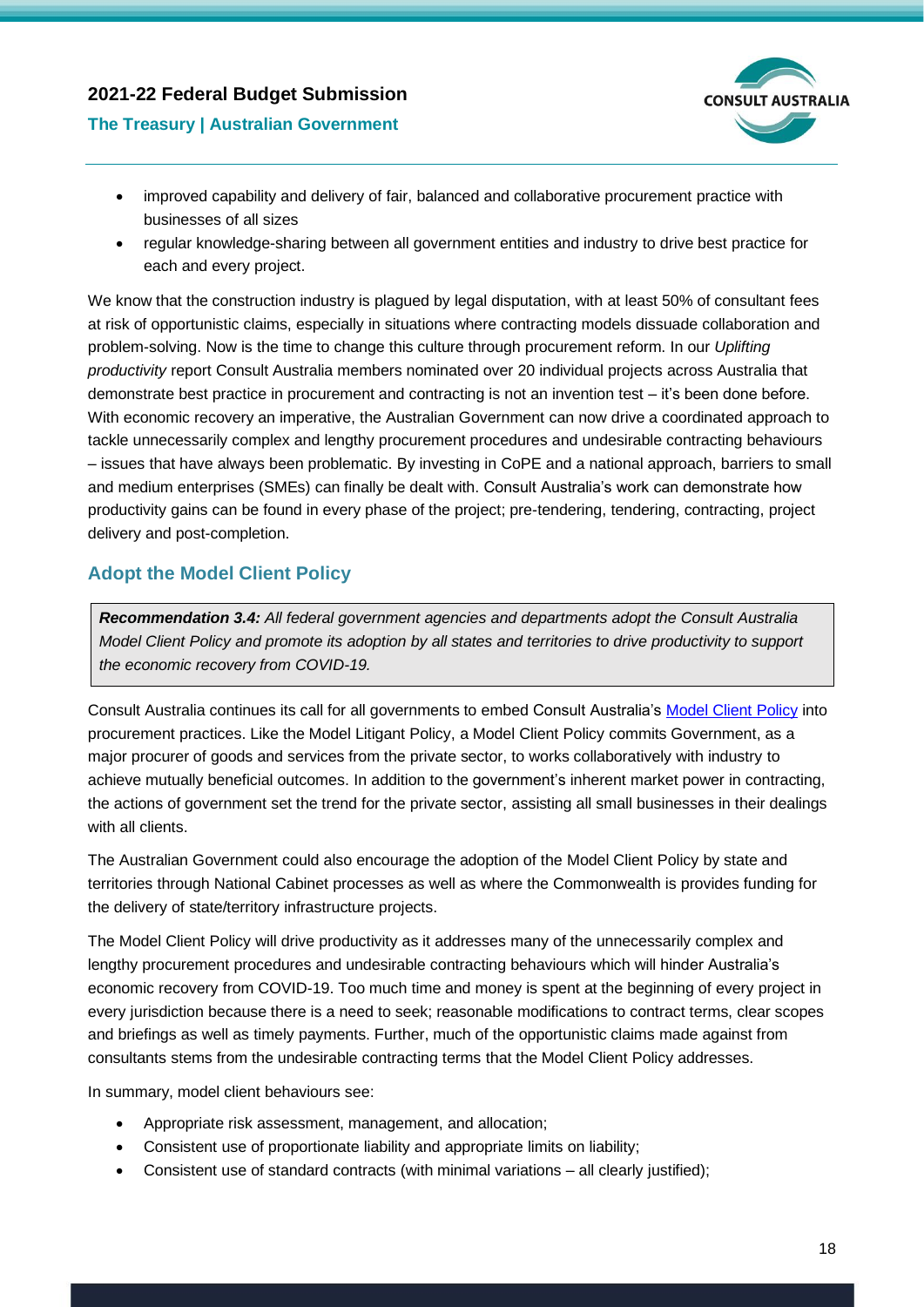- improved capability and delivery of fair, balanced and collaborative procurement practice with businesses of all sizes
- regular knowledge-sharing between all government entities and industry to drive best practice for each and every project.

We know that the construction industry is plagued by legal disputation, with at least 50% of consultant fees at risk of opportunistic claims, especially in situations where contracting models dissuade collaboration and problem-solving. Now is the time to change this culture through procurement reform. In our *Uplifting productivity* report Consult Australia members nominated over 20 individual projects across Australia that demonstrate best practice in procurement and contracting is not an invention test – it's been done before. With economic recovery an imperative, the Australian Government can now drive a coordinated approach to tackle unnecessarily complex and lengthy procurement procedures and undesirable contracting behaviours – issues that have always been problematic. By investing in CoPE and a national approach, barriers to small and medium enterprises (SMEs) can finally be dealt with. Consult Australia's work can demonstrate how productivity gains can be found in every phase of the project; pre-tendering, tendering, contracting, project delivery and post-completion.

## Adopt the Model Client Policy

> ***Recommendation 3.4:*** *All federal government agencies and departments adopt the Consult Australia Model Client Policy and promote its adoption by all states and territories to drive productivity to support the economic recovery from COVID-19.*

Consult Australia continues its call for all governments to embed Consult Australia's Model Client Policy into procurement practices. Like the Model Litigant Policy, a Model Client Policy commits Government, as a major procurer of goods and services from the private sector, to works collaboratively with industry to achieve mutually beneficial outcomes. In addition to the government's inherent market power in contracting, the actions of government set the trend for the private sector, assisting all small businesses in their dealings with all clients.

The Australian Government could also encourage the adoption of the Model Client Policy by state and territories through National Cabinet processes as well as where the Commonwealth is provides funding for the delivery of state/territory infrastructure projects.

The Model Client Policy will drive productivity as it addresses many of the unnecessarily complex and lengthy procurement procedures and undesirable contracting behaviours which will hinder Australia's economic recovery from COVID-19. Too much time and money is spent at the beginning of every project in every jurisdiction because there is a need to seek; reasonable modifications to contract terms, clear scopes and briefings as well as timely payments. Further, much of the opportunistic claims made against from consultants stems from the undesirable contracting terms that the Model Client Policy addresses.

In summary, model client behaviours see:

- Appropriate risk assessment, management, and allocation;
- Consistent use of proportionate liability and appropriate limits on liability;
- Consistent use of standard contracts (with minimal variations – all clearly justified);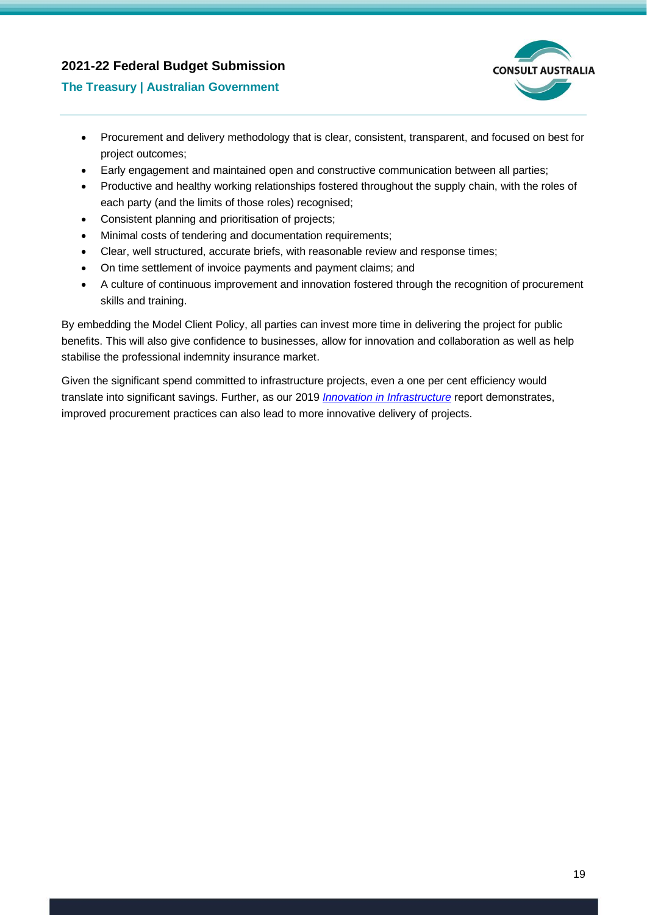- Procurement and delivery methodology that is clear, consistent, transparent, and focused on best for project outcomes;
- Early engagement and maintained open and constructive communication between all parties;
- Productive and healthy working relationships fostered throughout the supply chain, with the roles of each party (and the limits of those roles) recognised;
- Consistent planning and prioritisation of projects;
- Minimal costs of tendering and documentation requirements;
- Clear, well structured, accurate briefs, with reasonable review and response times;
- On time settlement of invoice payments and payment claims; and
- A culture of continuous improvement and innovation fostered through the recognition of procurement skills and training.

By embedding the Model Client Policy, all parties can invest more time in delivering the project for public benefits. This will also give confidence to businesses, allow for innovation and collaboration as well as help stabilise the professional indemnity insurance market.

Given the significant spend committed to infrastructure projects, even a one per cent efficiency would translate into significant savings. Further, as our 2019 *Innovation in Infrastructure* report demonstrates, improved procurement practices can also lead to more innovative delivery of projects.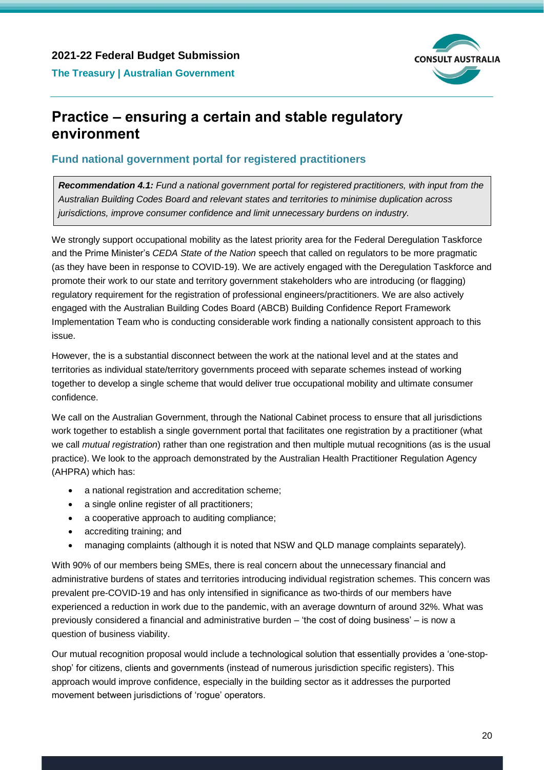## Practice – ensuring a certain and stable regulatory environment

### Fund national government portal for registered practitioners

> ***Recommendation 4.1:*** *Fund a national government portal for registered practitioners, with input from the Australian Building Codes Board and relevant states and territories to minimise duplication across jurisdictions, improve consumer confidence and limit unnecessary burdens on industry.*

We strongly support occupational mobility as the latest priority area for the Federal Deregulation Taskforce and the Prime Minister's *CEDA State of the Nation* speech that called on regulators to be more pragmatic (as they have been in response to COVID-19). We are actively engaged with the Deregulation Taskforce and promote their work to our state and territory government stakeholders who are introducing (or flagging) regulatory requirement for the registration of professional engineers/practitioners. We are also actively engaged with the Australian Building Codes Board (ABCB) Building Confidence Report Framework Implementation Team who is conducting considerable work finding a nationally consistent approach to this issue.

However, the is a substantial disconnect between the work at the national level and at the states and territories as individual state/territory governments proceed with separate schemes instead of working together to develop a single scheme that would deliver true occupational mobility and ultimate consumer confidence.

We call on the Australian Government, through the National Cabinet process to ensure that all jurisdictions work together to establish a single government portal that facilitates one registration by a practitioner (what we call *mutual registration*) rather than one registration and then multiple mutual recognitions (as is the usual practice). We look to the approach demonstrated by the Australian Health Practitioner Regulation Agency (AHPRA) which has:

- a national registration and accreditation scheme;
- a single online register of all practitioners;
- a cooperative approach to auditing compliance;
- accrediting training; and
- managing complaints (although it is noted that NSW and QLD manage complaints separately).

With 90% of our members being SMEs, there is real concern about the unnecessary financial and administrative burdens of states and territories introducing individual registration schemes. This concern was prevalent pre-COVID-19 and has only intensified in significance as two-thirds of our members have experienced a reduction in work due to the pandemic, with an average downturn of around 32%. What was previously considered a financial and administrative burden – 'the cost of doing business' – is now a question of business viability.

Our mutual recognition proposal would include a technological solution that essentially provides a 'one-stop-shop' for citizens, clients and governments (instead of numerous jurisdiction specific registers). This approach would improve confidence, especially in the building sector as it addresses the purported movement between jurisdictions of 'rogue' operators.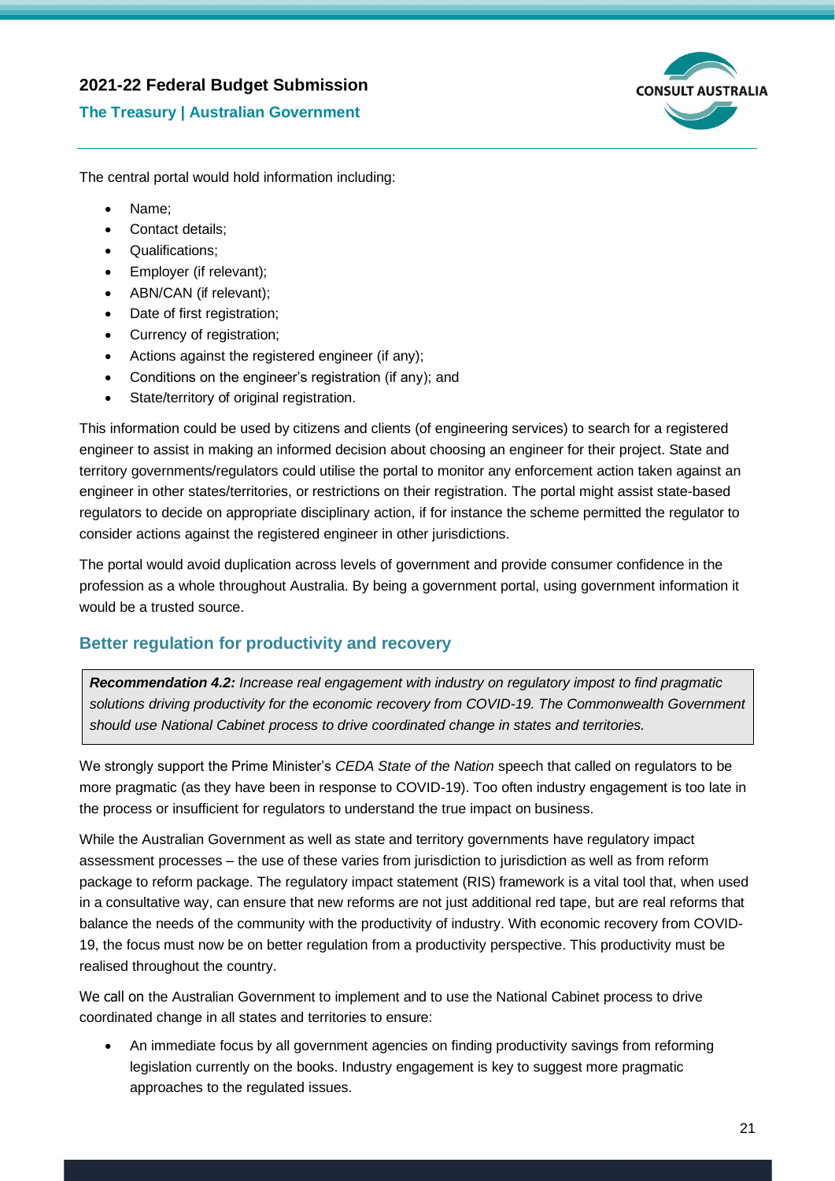The central portal would hold information including:

- Name;
- Contact details;
- Qualifications;
- Employer (if relevant);
- ABN/CAN (if relevant);
- Date of first registration;
- Currency of registration;
- Actions against the registered engineer (if any);
- Conditions on the engineer's registration (if any); and
- State/territory of original registration.

This information could be used by citizens and clients (of engineering services) to search for a registered engineer to assist in making an informed decision about choosing an engineer for their project. State and territory governments/regulators could utilise the portal to monitor any enforcement action taken against an engineer in other states/territories, or restrictions on their registration. The portal might assist state-based regulators to decide on appropriate disciplinary action, if for instance the scheme permitted the regulator to consider actions against the registered engineer in other jurisdictions.

The portal would avoid duplication across levels of government and provide consumer confidence in the profession as a whole throughout Australia. By being a government portal, using government information it would be a trusted source.

## Better regulation for productivity and recovery

> ***Recommendation 4.2:*** *Increase real engagement with industry on regulatory impost to find pragmatic solutions driving productivity for the economic recovery from COVID-19. The Commonwealth Government should use National Cabinet process to drive coordinated change in states and territories.*

We strongly support the Prime Minister's *CEDA State of the Nation* speech that called on regulators to be more pragmatic (as they have been in response to COVID-19). Too often industry engagement is too late in the process or insufficient for regulators to understand the true impact on business.

While the Australian Government as well as state and territory governments have regulatory impact assessment processes – the use of these varies from jurisdiction to jurisdiction as well as from reform package to reform package. The regulatory impact statement (RIS) framework is a vital tool that, when used in a consultative way, can ensure that new reforms are not just additional red tape, but are real reforms that balance the needs of the community with the productivity of industry. With economic recovery from COVID-19, the focus must now be on better regulation from a productivity perspective. This productivity must be realised throughout the country.

We call on the Australian Government to implement and to use the National Cabinet process to drive coordinated change in all states and territories to ensure:

- An immediate focus by all government agencies on finding productivity savings from reforming legislation currently on the books. Industry engagement is key to suggest more pragmatic approaches to the regulated issues.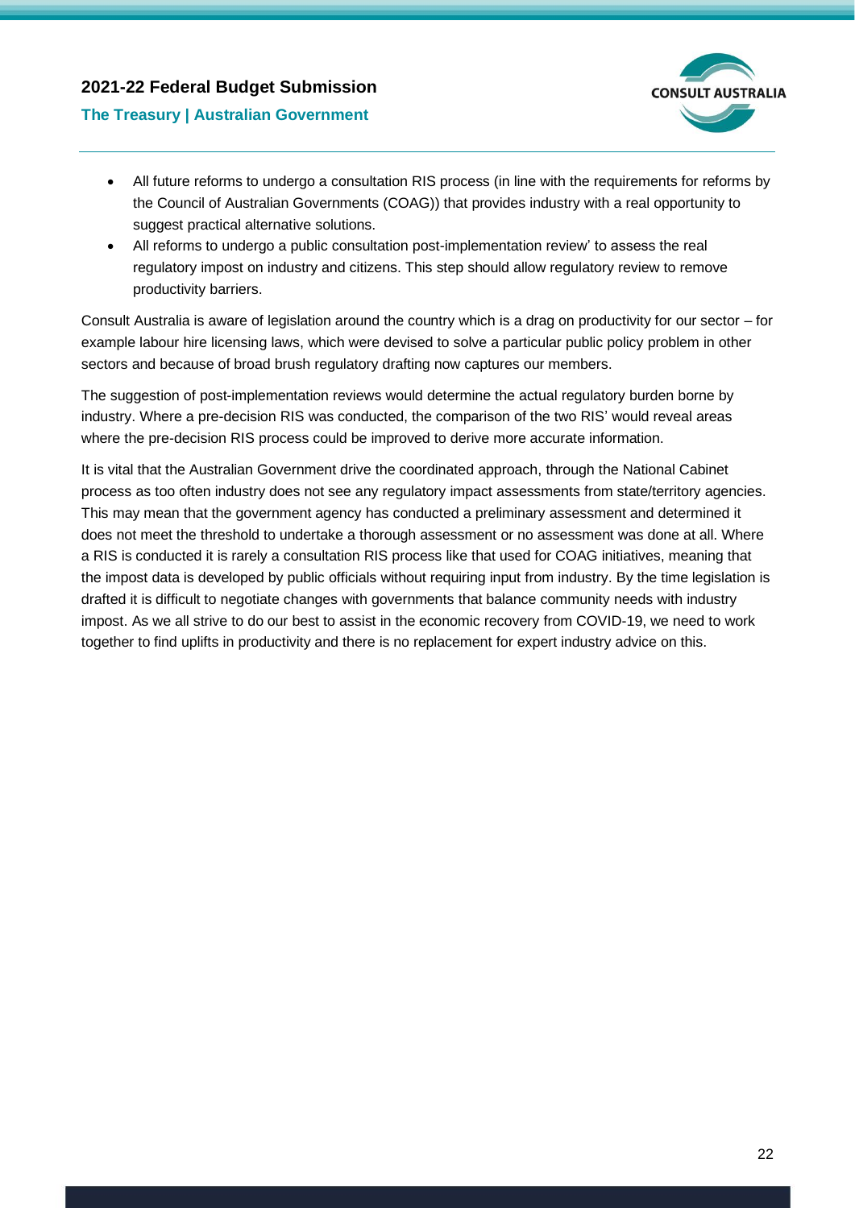- All future reforms to undergo a consultation RIS process (in line with the requirements for reforms by the Council of Australian Governments (COAG)) that provides industry with a real opportunity to suggest practical alternative solutions.
- All reforms to undergo a public consultation post-implementation review' to assess the real regulatory impost on industry and citizens. This step should allow regulatory review to remove productivity barriers.

Consult Australia is aware of legislation around the country which is a drag on productivity for our sector – for example labour hire licensing laws, which were devised to solve a particular public policy problem in other sectors and because of broad brush regulatory drafting now captures our members.

The suggestion of post-implementation reviews would determine the actual regulatory burden borne by industry. Where a pre-decision RIS was conducted, the comparison of the two RIS' would reveal areas where the pre-decision RIS process could be improved to derive more accurate information.

It is vital that the Australian Government drive the coordinated approach, through the National Cabinet process as too often industry does not see any regulatory impact assessments from state/territory agencies. This may mean that the government agency has conducted a preliminary assessment and determined it does not meet the threshold to undertake a thorough assessment or no assessment was done at all. Where a RIS is conducted it is rarely a consultation RIS process like that used for COAG initiatives, meaning that the impost data is developed by public officials without requiring input from industry. By the time legislation is drafted it is difficult to negotiate changes with governments that balance community needs with industry impost. As we all strive to do our best to assist in the economic recovery from COVID-19, we need to work together to find uplifts in productivity and there is no replacement for expert industry advice on this.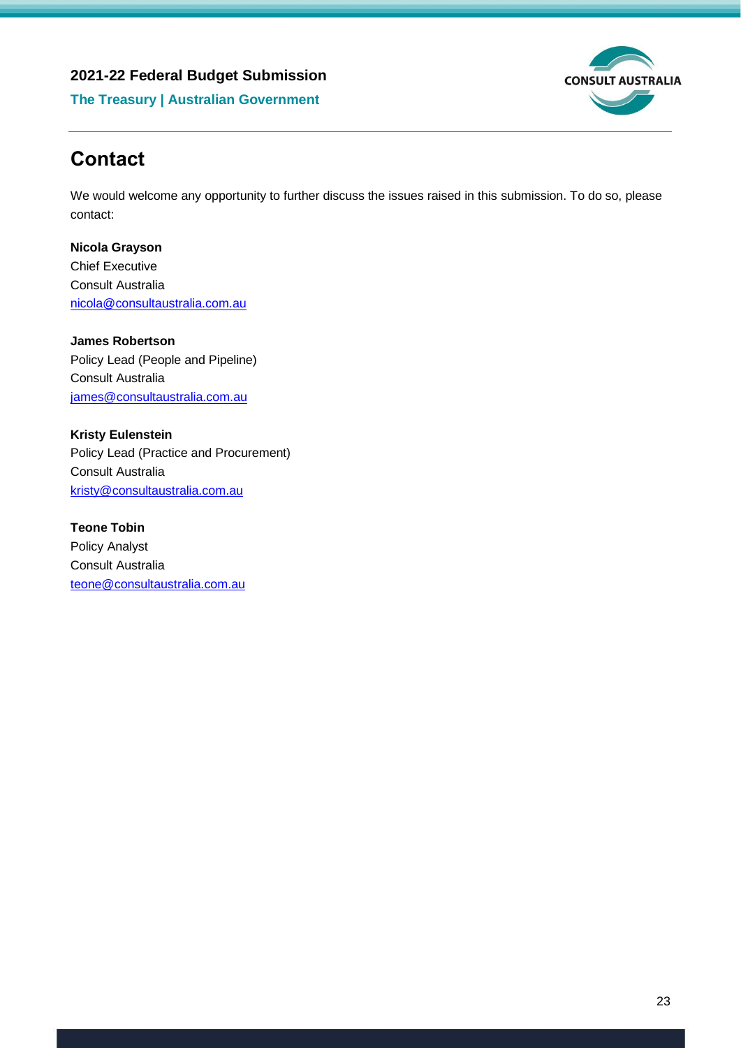## Contact

We would welcome any opportunity to further discuss the issues raised in this submission. To do so, please contact:

**Nicola Grayson**
Chief Executive
Consult Australia
nicola@consultaustralia.com.au

**James Robertson**
Policy Lead (People and Pipeline)
Consult Australia
james@consultaustralia.com.au

**Kristy Eulenstein**
Policy Lead (Practice and Procurement)
Consult Australia
kristy@consultaustralia.com.au

**Teone Tobin**
Policy Analyst
Consult Australia
teone@consultaustralia.com.au